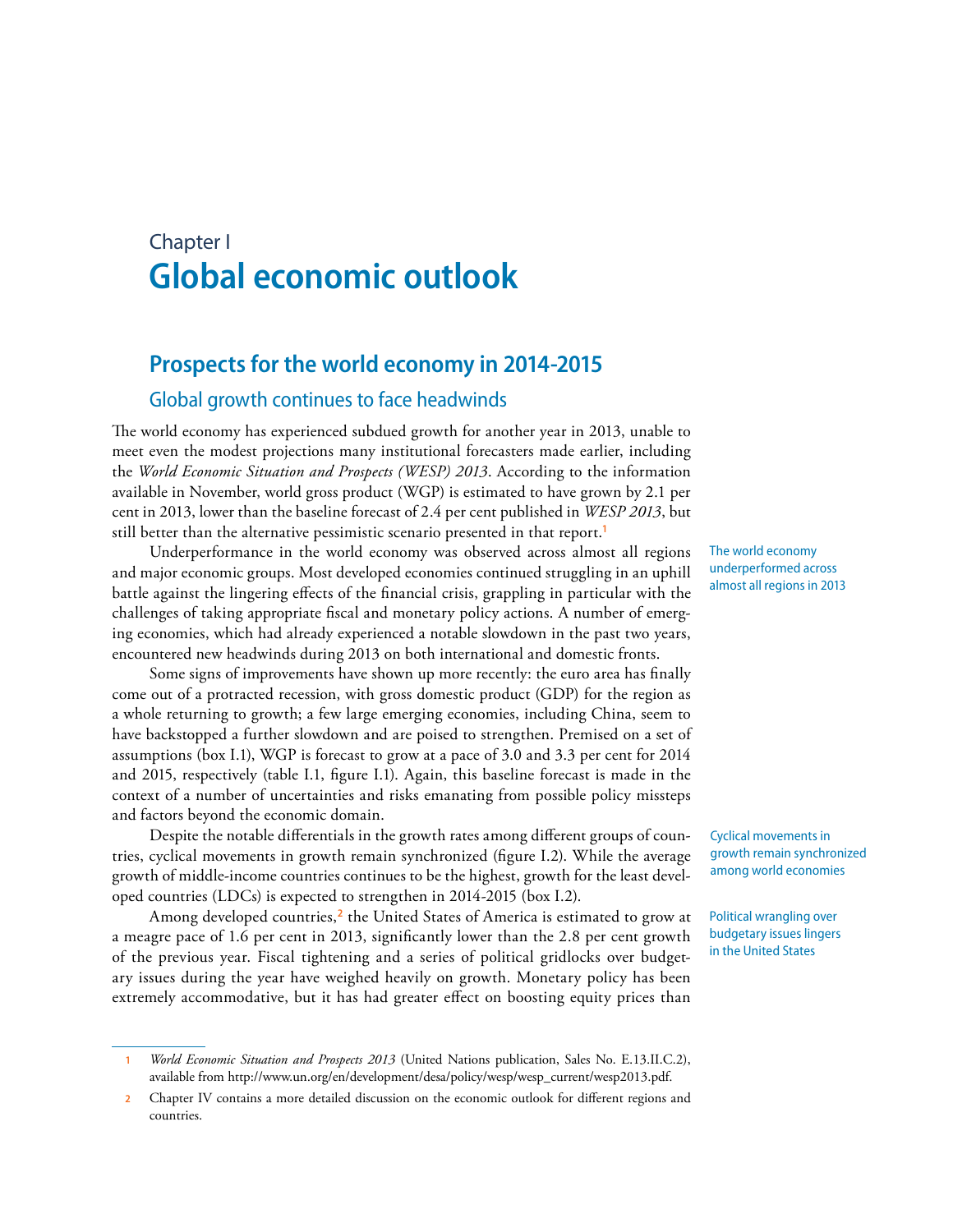Chapter I

# Global economic outlook

## Prospects for the world economy in 2014-2015

### Global growth continues to face headwinds

The world economy has experienced subdued growth for another year in 2013, unable to meet even the modest projections many institutional forecasters made earlier, including the *World Economic Situation and Prospects (WESP) 2013*. According to the information available in November, world gross product (WGP) is estimated to have grown by 2.1 per cent in 2013, lower than the baseline forecast of 2.4 per cent published in *WESP 2013*, but still better than the alternative pessimistic scenario presented in that report.[1]

The world economy underperformed across almost all regions in 2013

Underperformance in the world economy was observed across almost all regions and major economic groups. Most developed economies continued struggling in an uphill battle against the lingering effects of the financial crisis, grappling in particular with the challenges of taking appropriate fiscal and monetary policy actions. A number of emerging economies, which had already experienced a notable slowdown in the past two years, encountered new headwinds during 2013 on both international and domestic fronts.

Some signs of improvements have shown up more recently: the euro area has finally come out of a protracted recession, with gross domestic product (GDP) for the region as a whole returning to growth; a few large emerging economies, including China, seem to have backstopped a further slowdown and are poised to strengthen. Premised on a set of assumptions (box I.1), WGP is forecast to grow at a pace of 3.0 and 3.3 per cent for 2014 and 2015, respectively (table I.1, figure I.1). Again, this baseline forecast is made in the context of a number of uncertainties and risks emanating from possible policy missteps and factors beyond the economic domain.

Cyclical movements in growth remain synchronized among world economies

Despite the notable differentials in the growth rates among different groups of countries, cyclical movements in growth remain synchronized (figure I.2). While the average growth of middle-income countries continues to be the highest, growth for the least developed countries (LDCs) is expected to strengthen in 2014-2015 (box I.2).

Political wrangling over budgetary issues lingers in the United States

Among developed countries,[2] the United States of America is estimated to grow at a meagre pace of 1.6 per cent in 2013, significantly lower than the 2.8 per cent growth of the previous year. Fiscal tightening and a series of political gridlocks over budgetary issues during the year have weighed heavily on growth. Monetary policy has been extremely accommodative, but it has had greater effect on boosting equity prices than

1 *World Economic Situation and Prospects 2013* (United Nations publication, Sales No. E.13.II.C.2), available from http://www.un.org/en/development/desa/policy/wesp/wesp_current/wesp2013.pdf.

2 Chapter IV contains a more detailed discussion on the economic outlook for different regions and countries.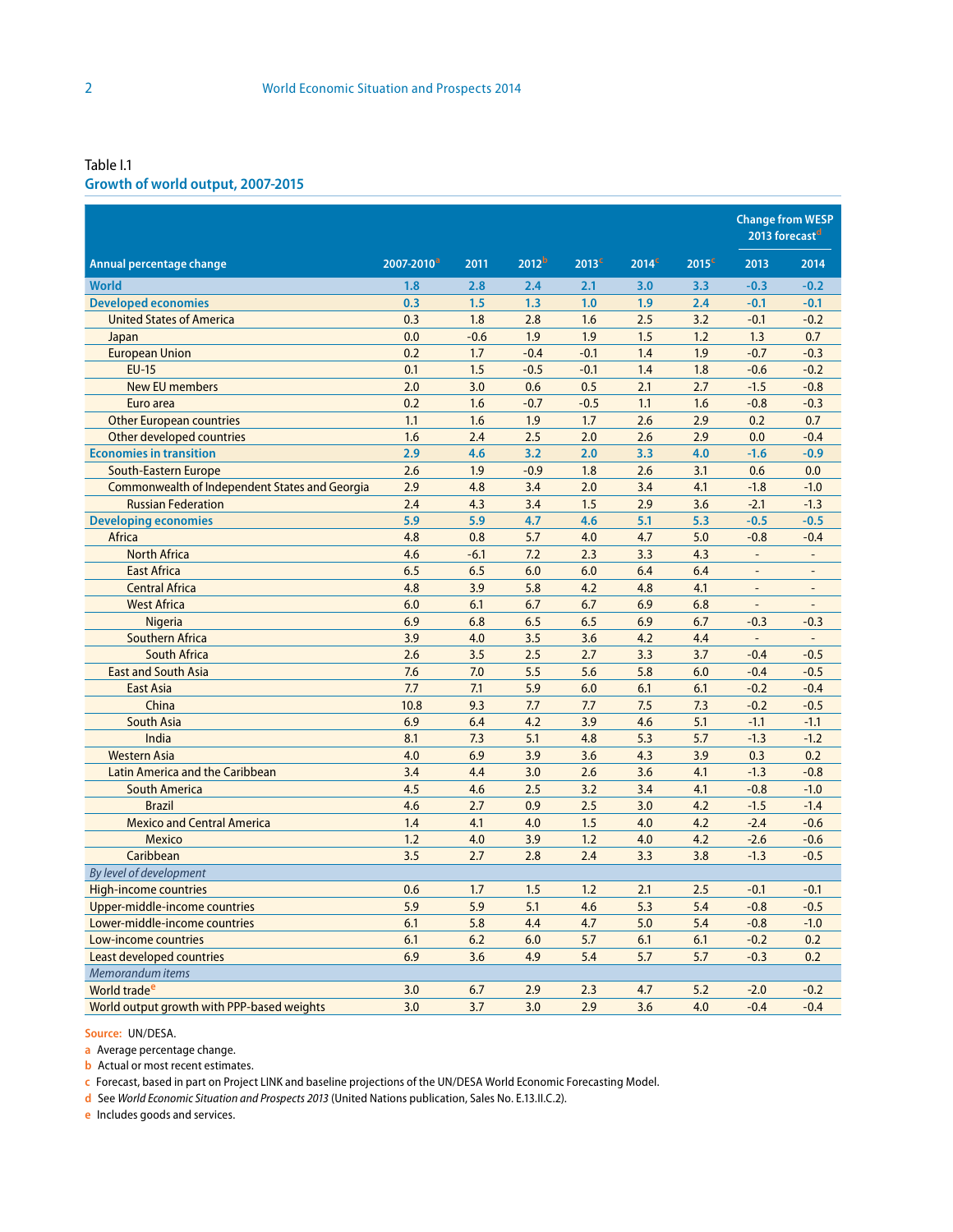Table I.1

**Growth of world output, 2007-2015**

| Annual percentage change | 2007-2010[a] | 2011 | 2012[b] | 2013[c] | 2014[c] | 2015[c] | Change from WESP 2013 forecast[d] | |
|---|---|---|---|---|---|---|---|---|
| | | | | | | | 2013 | 2014 |
| **World** | **1.8** | **2.8** | **2.4** | **2.1** | **3.0** | **3.3** | **-0.3** | **-0.2** |
| **Developed economies** | **0.3** | **1.5** | **1.3** | **1.0** | **1.9** | **2.4** | **-0.1** | **-0.1** |
| United States of America | 0.3 | 1.8 | 2.8 | 1.6 | 2.5 | 3.2 | -0.1 | -0.2 |
| Japan | 0.0 | -0.6 | 1.9 | 1.9 | 1.5 | 1.2 | 1.3 | 0.7 |
| European Union | 0.2 | 1.7 | -0.4 | -0.1 | 1.4 | 1.9 | -0.7 | -0.3 |
| EU-15 | 0.1 | 1.5 | -0.5 | -0.1 | 1.4 | 1.8 | -0.6 | -0.2 |
| New EU members | 2.0 | 3.0 | 0.6 | 0.5 | 2.1 | 2.7 | -1.5 | -0.8 |
| Euro area | 0.2 | 1.6 | -0.7 | -0.5 | 1.1 | 1.6 | -0.8 | -0.3 |
| Other European countries | 1.1 | 1.6 | 1.9 | 1.7 | 2.6 | 2.9 | 0.2 | 0.7 |
| Other developed countries | 1.6 | 2.4 | 2.5 | 2.0 | 2.6 | 2.9 | 0.0 | -0.4 |
| **Economies in transition** | **2.9** | **4.6** | **3.2** | **2.0** | **3.3** | **4.0** | **-1.6** | **-0.9** |
| South-Eastern Europe | 2.6 | 1.9 | -0.9 | 1.8 | 2.6 | 3.1 | 0.6 | 0.0 |
| Commonwealth of Independent States and Georgia | 2.9 | 4.8 | 3.4 | 2.0 | 3.4 | 4.1 | -1.8 | -1.0 |
| Russian Federation | 2.4 | 4.3 | 3.4 | 1.5 | 2.9 | 3.6 | -2.1 | -1.3 |
| **Developing economies** | **5.9** | **5.9** | **4.7** | **4.6** | **5.1** | **5.3** | **-0.5** | **-0.5** |
| Africa | 4.8 | 0.8 | 5.7 | 4.0 | 4.7 | 5.0 | -0.8 | -0.4 |
| North Africa | 4.6 | -6.1 | 7.2 | 2.3 | 3.3 | 4.3 | - | - |
| East Africa | 6.5 | 6.5 | 6.0 | 6.0 | 6.4 | 6.4 | - | - |
| Central Africa | 4.8 | 3.9 | 5.8 | 4.2 | 4.8 | 4.1 | - | - |
| West Africa | 6.0 | 6.1 | 6.7 | 6.7 | 6.9 | 6.8 | - | - |
| Nigeria | 6.9 | 6.8 | 6.5 | 6.5 | 6.9 | 6.7 | -0.3 | -0.3 |
| Southern Africa | 3.9 | 4.0 | 3.5 | 3.6 | 4.2 | 4.4 | - | - |
| South Africa | 2.6 | 3.5 | 2.5 | 2.7 | 3.3 | 3.7 | -0.4 | -0.5 |
| East and South Asia | 7.6 | 7.0 | 5.5 | 5.6 | 5.8 | 6.0 | -0.4 | -0.5 |
| East Asia | 7.7 | 7.1 | 5.9 | 6.0 | 6.1 | 6.1 | -0.2 | -0.4 |
| China | 10.8 | 9.3 | 7.7 | 7.7 | 7.5 | 7.3 | -0.2 | -0.5 |
| South Asia | 6.9 | 6.4 | 4.2 | 3.9 | 4.6 | 5.1 | -1.1 | -1.1 |
| India | 8.1 | 7.3 | 5.1 | 4.8 | 5.3 | 5.7 | -1.3 | -1.2 |
| Western Asia | 4.0 | 6.9 | 3.9 | 3.6 | 4.3 | 3.9 | 0.3 | 0.2 |
| Latin America and the Caribbean | 3.4 | 4.4 | 3.0 | 2.6 | 3.6 | 4.1 | -1.3 | -0.8 |
| South America | 4.5 | 4.6 | 2.5 | 3.2 | 3.4 | 4.1 | -0.8 | -1.0 |
| Brazil | 4.6 | 2.7 | 0.9 | 2.5 | 3.0 | 4.2 | -1.5 | -1.4 |
| Mexico and Central America | 1.4 | 4.1 | 4.0 | 1.5 | 4.0 | 4.2 | -2.4 | -0.6 |
| Mexico | 1.2 | 4.0 | 3.9 | 1.2 | 4.0 | 4.2 | -2.6 | -0.6 |
| Caribbean | 3.5 | 2.7 | 2.8 | 2.4 | 3.3 | 3.8 | -1.3 | -0.5 |
| *By level of development* | | | | | | | | |
| High-income countries | 0.6 | 1.7 | 1.5 | 1.2 | 2.1 | 2.5 | -0.1 | -0.1 |
| Upper-middle-income countries | 5.9 | 5.9 | 5.1 | 4.6 | 5.3 | 5.4 | -0.8 | -0.5 |
| Lower-middle-income countries | 6.1 | 5.8 | 4.4 | 4.7 | 5.0 | 5.4 | -0.8 | -1.0 |
| Low-income countries | 6.1 | 6.2 | 6.0 | 5.7 | 6.1 | 6.1 | -0.2 | 0.2 |
| Least developed countries | 6.9 | 3.6 | 4.9 | 5.4 | 5.7 | 5.7 | -0.3 | 0.2 |
| *Memorandum items* | | | | | | | | |
| World trade[e] | 3.0 | 6.7 | 2.9 | 2.3 | 4.7 | 5.2 | -2.0 | -0.2 |
| World output growth with PPP-based weights | 3.0 | 3.7 | 3.0 | 2.9 | 3.6 | 4.0 | -0.4 | -0.4 |

**Source:** UN/DESA.

a Average percentage change.

b Actual or most recent estimates.

c Forecast, based in part on Project LINK and baseline projections of the UN/DESA World Economic Forecasting Model.

d See *World Economic Situation and Prospects 2013* (United Nations publication, Sales No. E.13.II.C.2).

e Includes goods and services.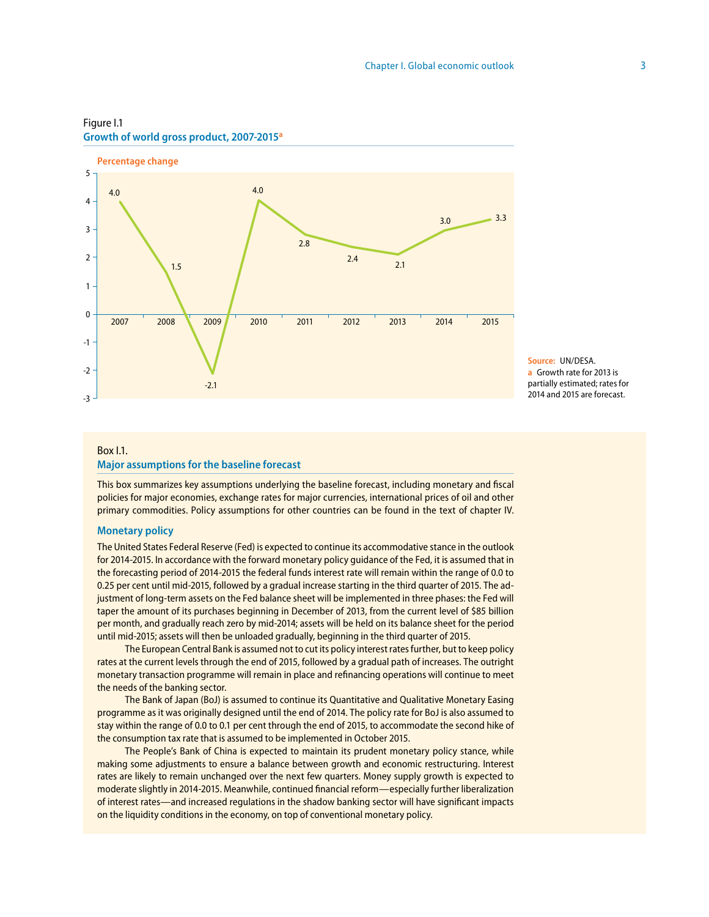Figure I.1

**Growth of world gross product, 2007-2015[a]**

Percentage change

| Year | Percentage change |
|---|---|
| 2007 | 4.0 |
| 2008 | 1.5 |
| 2009 | -2.1 |
| 2010 | 4.0 |
| 2011 | 2.8 |
| 2012 | 2.4 |
| 2013 | 2.1 |
| 2014 | 3.0 |
| 2015 | 3.3 |

**Source:** UN/DESA.

a Growth rate for 2013 is partially estimated; rates for 2014 and 2015 are forecast.

Box I.1.

## Major assumptions for the baseline forecast

This box summarizes key assumptions underlying the baseline forecast, including monetary and fiscal policies for major economies, exchange rates for major currencies, international prices of oil and other primary commodities. Policy assumptions for other countries can be found in the text of chapter IV.

### Monetary policy

The United States Federal Reserve (Fed) is expected to continue its accommodative stance in the outlook for 2014-2015. In accordance with the forward monetary policy guidance of the Fed, it is assumed that in the forecasting period of 2014-2015 the federal funds interest rate will remain within the range of 0.0 to 0.25 per cent until mid-2015, followed by a gradual increase starting in the third quarter of 2015. The adjustment of long-term assets on the Fed balance sheet will be implemented in three phases: the Fed will taper the amount of its purchases beginning in December of 2013, from the current level of $85 billion per month, and gradually reach zero by mid-2014; assets will be held on its balance sheet for the period until mid-2015; assets will then be unloaded gradually, beginning in the third quarter of 2015.

The European Central Bank is assumed not to cut its policy interest rates further, but to keep policy rates at the current levels through the end of 2015, followed by a gradual path of increases. The outright monetary transaction programme will remain in place and refinancing operations will continue to meet the needs of the banking sector.

The Bank of Japan (BoJ) is assumed to continue its Quantitative and Qualitative Monetary Easing programme as it was originally designed until the end of 2014. The policy rate for BoJ is also assumed to stay within the range of 0.0 to 0.1 per cent through the end of 2015, to accommodate the second hike of the consumption tax rate that is assumed to be implemented in October 2015.

The People's Bank of China is expected to maintain its prudent monetary policy stance, while making some adjustments to ensure a balance between growth and economic restructuring. Interest rates are likely to remain unchanged over the next few quarters. Money supply growth is expected to moderate slightly in 2014-2015. Meanwhile, continued financial reform—especially further liberalization of interest rates—and increased regulations in the shadow banking sector will have significant impacts on the liquidity conditions in the economy, on top of conventional monetary policy.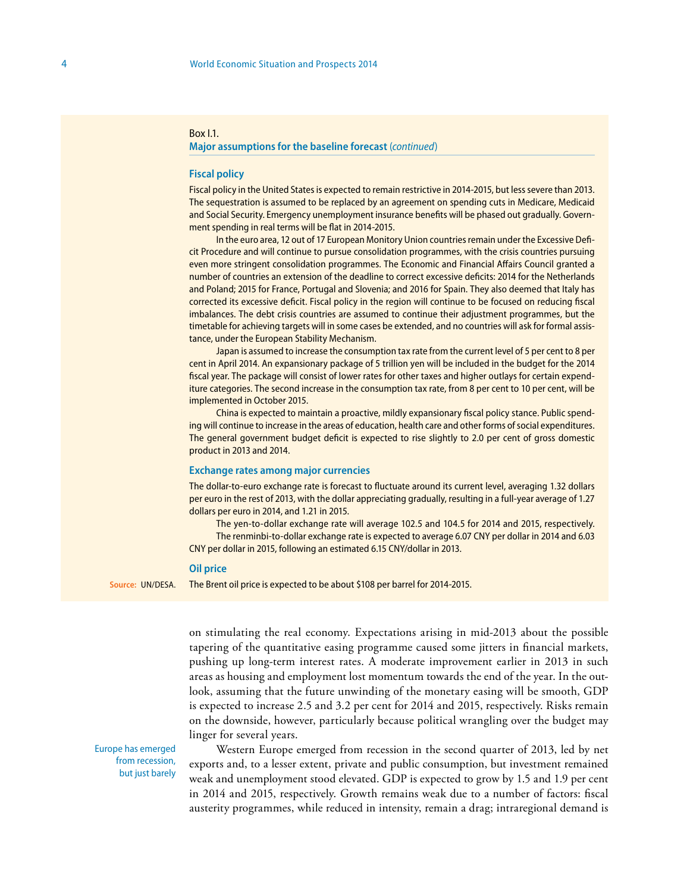Box I.1.

**Major assumptions for the baseline forecast** (*continued*)

### Fiscal policy

Fiscal policy in the United States is expected to remain restrictive in 2014-2015, but less severe than 2013. The sequestration is assumed to be replaced by an agreement on spending cuts in Medicare, Medicaid and Social Security. Emergency unemployment insurance benefits will be phased out gradually. Government spending in real terms will be flat in 2014-2015.

In the euro area, 12 out of 17 European Monitory Union countries remain under the Excessive Deficit Procedure and will continue to pursue consolidation programmes, with the crisis countries pursuing even more stringent consolidation programmes. The Economic and Financial Affairs Council granted a number of countries an extension of the deadline to correct excessive deficits: 2014 for the Netherlands and Poland; 2015 for France, Portugal and Slovenia; and 2016 for Spain. They also deemed that Italy has corrected its excessive deficit. Fiscal policy in the region will continue to be focused on reducing fiscal imbalances. The debt crisis countries are assumed to continue their adjustment programmes, but the timetable for achieving targets will in some cases be extended, and no countries will ask for formal assistance, under the European Stability Mechanism.

Japan is assumed to increase the consumption tax rate from the current level of 5 per cent to 8 per cent in April 2014. An expansionary package of 5 trillion yen will be included in the budget for the 2014 fiscal year. The package will consist of lower rates for other taxes and higher outlays for certain expenditure categories. The second increase in the consumption tax rate, from 8 per cent to 10 per cent, will be implemented in October 2015.

China is expected to maintain a proactive, mildly expansionary fiscal policy stance. Public spending will continue to increase in the areas of education, health care and other forms of social expenditures. The general government budget deficit is expected to rise slightly to 2.0 per cent of gross domestic product in 2013 and 2014.

### Exchange rates among major currencies

The dollar-to-euro exchange rate is forecast to fluctuate around its current level, averaging 1.32 dollars per euro in the rest of 2013, with the dollar appreciating gradually, resulting in a full-year average of 1.27 dollars per euro in 2014, and 1.21 in 2015.

The yen-to-dollar exchange rate will average 102.5 and 104.5 for 2014 and 2015, respectively.

The renminbi-to-dollar exchange rate is expected to average 6.07 CNY per dollar in 2014 and 6.03 CNY per dollar in 2015, following an estimated 6.15 CNY/dollar in 2013.

### Oil price

The Brent oil price is expected to be about $108 per barrel for 2014-2015.

**Source:** UN/DESA.

on stimulating the real economy. Expectations arising in mid-2013 about the possible tapering of the quantitative easing programme caused some jitters in financial markets, pushing up long-term interest rates. A moderate improvement earlier in 2013 in such areas as housing and employment lost momentum towards the end of the year. In the outlook, assuming that the future unwinding of the monetary easing will be smooth, GDP is expected to increase 2.5 and 3.2 per cent for 2014 and 2015, respectively. Risks remain on the downside, however, particularly because political wrangling over the budget may linger for several years.

*Europe has emerged from recession, but just barely*

Western Europe emerged from recession in the second quarter of 2013, led by net exports and, to a lesser extent, private and public consumption, but investment remained weak and unemployment stood elevated. GDP is expected to grow by 1.5 and 1.9 per cent in 2014 and 2015, respectively. Growth remains weak due to a number of factors: fiscal austerity programmes, while reduced in intensity, remain a drag; intraregional demand is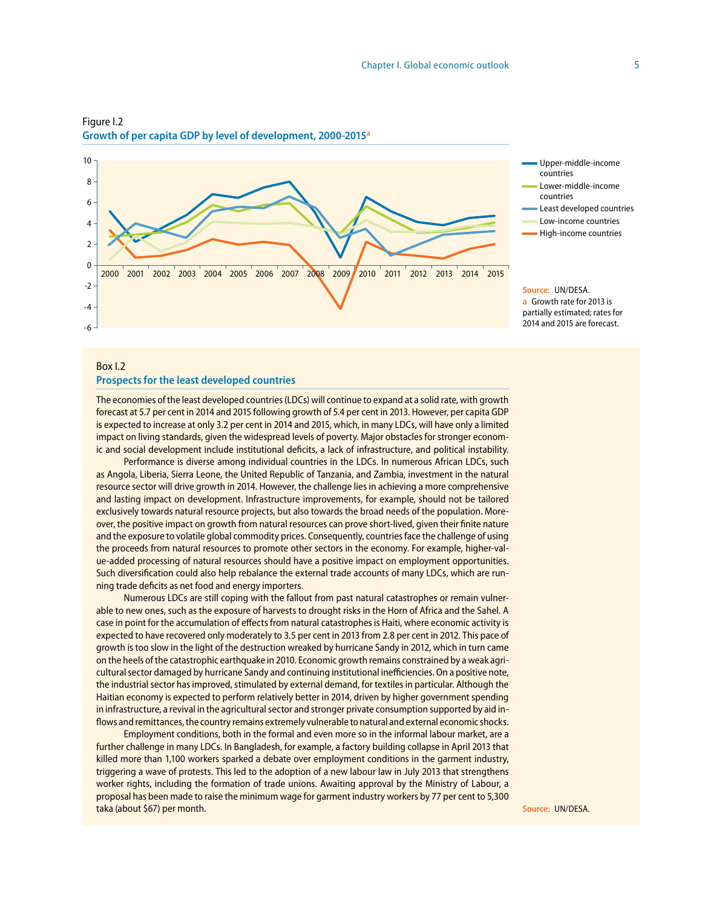Figure I.2

**Growth of per capita GDP by level of development, 2000-2015[a]**

10
8
6
4
2
0
-2
-4
-6

2000 2001 2002 2003 2004 2005 2006 2007 2008 2009 2010 2011 2012 2013 2014 2015

Upper-middle-income countries
Lower-middle-income countries
Least developed countries
Low-income countries
High-income countries

**Source:** UN/DESA.

a Growth rate for 2013 is partially estimated; rates for 2014 and 2015 are forecast.

Box I.2

## Prospects for the least developed countries

The economies of the least developed countries (LDCs) will continue to expand at a solid rate, with growth forecast at 5.7 per cent in 2014 and 2015 following growth of 5.4 per cent in 2013. However, per capita GDP is expected to increase at only 3.2 per cent in 2014 and 2015, which, in many LDCs, will have only a limited impact on living standards, given the widespread levels of poverty. Major obstacles for stronger economic and social development include institutional deficits, a lack of infrastructure, and political instability.

Performance is diverse among individual countries in the LDCs. In numerous African LDCs, such as Angola, Liberia, Sierra Leone, the United Republic of Tanzania, and Zambia, investment in the natural resource sector will drive growth in 2014. However, the challenge lies in achieving a more comprehensive and lasting impact on development. Infrastructure improvements, for example, should not be tailored exclusively towards natural resource projects, but also towards the broad needs of the population. Moreover, the positive impact on growth from natural resources can prove short-lived, given their finite nature and the exposure to volatile global commodity prices. Consequently, countries face the challenge of using the proceeds from natural resources to promote other sectors in the economy. For example, higher-value-added processing of natural resources should have a positive impact on employment opportunities. Such diversification could also help rebalance the external trade accounts of many LDCs, which are running trade deficits as net food and energy importers.

Numerous LDCs are still coping with the fallout from past natural catastrophes or remain vulnerable to new ones, such as the exposure of harvests to drought risks in the Horn of Africa and the Sahel. A case in point for the accumulation of effects from natural catastrophes is Haiti, where economic activity is expected to have recovered only moderately to 3.5 per cent in 2013 from 2.8 per cent in 2012. This pace of growth is too slow in the light of the destruction wreaked by hurricane Sandy in 2012, which in turn came on the heels of the catastrophic earthquake in 2010. Economic growth remains constrained by a weak agricultural sector damaged by hurricane Sandy and continuing institutional inefficiencies. On a positive note, the industrial sector has improved, stimulated by external demand, for textiles in particular. Although the Haitian economy is expected to perform relatively better in 2014, driven by higher government spending in infrastructure, a revival in the agricultural sector and stronger private consumption supported by aid inflows and remittances, the country remains extremely vulnerable to natural and external economic shocks.

Employment conditions, both in the formal and even more so in the informal labour market, are a further challenge in many LDCs. In Bangladesh, for example, a factory building collapse in April 2013 that killed more than 1,100 workers sparked a debate over employment conditions in the garment industry, triggering a wave of protests. This led to the adoption of a new labour law in July 2013 that strengthens worker rights, including the formation of trade unions. Awaiting approval by the Ministry of Labour, a proposal has been made to raise the minimum wage for garment industry workers by 77 per cent to 5,300 taka (about $67) per month.

**Source:** UN/DESA.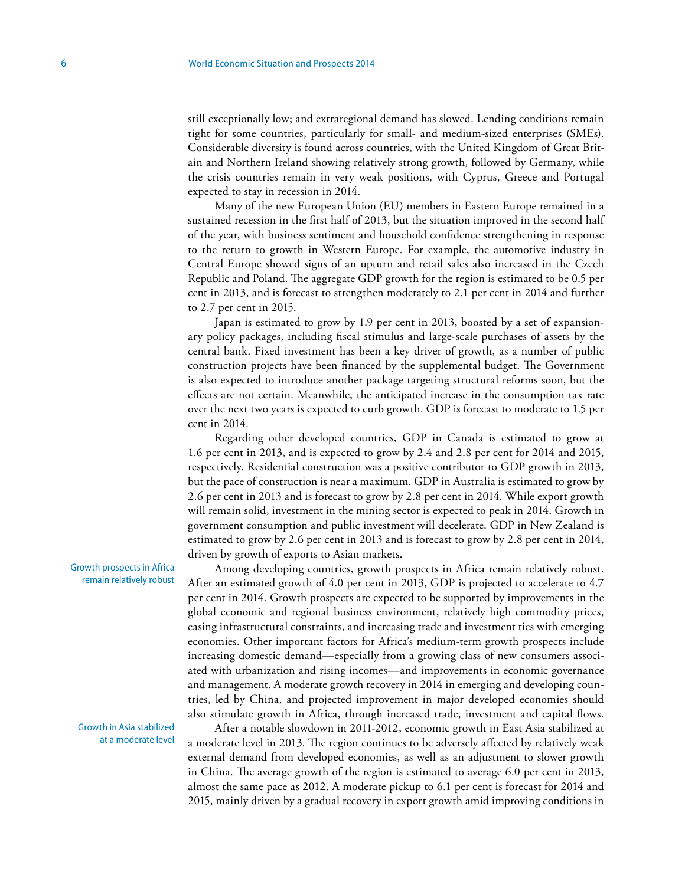still exceptionally low; and extraregional demand has slowed. Lending conditions remain tight for some countries, particularly for small- and medium-sized enterprises (SMEs). Considerable diversity is found across countries, with the United Kingdom of Great Britain and Northern Ireland showing relatively strong growth, followed by Germany, while the crisis countries remain in very weak positions, with Cyprus, Greece and Portugal expected to stay in recession in 2014.

Many of the new European Union (EU) members in Eastern Europe remained in a sustained recession in the first half of 2013, but the situation improved in the second half of the year, with business sentiment and household confidence strengthening in response to the return to growth in Western Europe. For example, the automotive industry in Central Europe showed signs of an upturn and retail sales also increased in the Czech Republic and Poland. The aggregate GDP growth for the region is estimated to be 0.5 per cent in 2013, and is forecast to strengthen moderately to 2.1 per cent in 2014 and further to 2.7 per cent in 2015.

Japan is estimated to grow by 1.9 per cent in 2013, boosted by a set of expansionary policy packages, including fiscal stimulus and large-scale purchases of assets by the central bank. Fixed investment has been a key driver of growth, as a number of public construction projects have been financed by the supplemental budget. The Government is also expected to introduce another package targeting structural reforms soon, but the effects are not certain. Meanwhile, the anticipated increase in the consumption tax rate over the next two years is expected to curb growth. GDP is forecast to moderate to 1.5 per cent in 2014.

Regarding other developed countries, GDP in Canada is estimated to grow at 1.6 per cent in 2013, and is expected to grow by 2.4 and 2.8 per cent for 2014 and 2015, respectively. Residential construction was a positive contributor to GDP growth in 2013, but the pace of construction is near a maximum. GDP in Australia is estimated to grow by 2.6 per cent in 2013 and is forecast to grow by 2.8 per cent in 2014. While export growth will remain solid, investment in the mining sector is expected to peak in 2014. Growth in government consumption and public investment will decelerate. GDP in New Zealand is estimated to grow by 2.6 per cent in 2013 and is forecast to grow by 2.8 per cent in 2014, driven by growth of exports to Asian markets.

*Growth prospects in Africa remain relatively robust*

Among developing countries, growth prospects in Africa remain relatively robust. After an estimated growth of 4.0 per cent in 2013, GDP is projected to accelerate to 4.7 per cent in 2014. Growth prospects are expected to be supported by improvements in the global economic and regional business environment, relatively high commodity prices, easing infrastructural constraints, and increasing trade and investment ties with emerging economies. Other important factors for Africa's medium-term growth prospects include increasing domestic demand—especially from a growing class of new consumers associated with urbanization and rising incomes—and improvements in economic governance and management. A moderate growth recovery in 2014 in emerging and developing countries, led by China, and projected improvement in major developed economies should also stimulate growth in Africa, through increased trade, investment and capital flows.

*Growth in Asia stabilized at a moderate level*

After a notable slowdown in 2011-2012, economic growth in East Asia stabilized at a moderate level in 2013. The region continues to be adversely affected by relatively weak external demand from developed economies, as well as an adjustment to slower growth in China. The average growth of the region is estimated to average 6.0 per cent in 2013, almost the same pace as 2012. A moderate pickup to 6.1 per cent is forecast for 2014 and 2015, mainly driven by a gradual recovery in export growth amid improving conditions in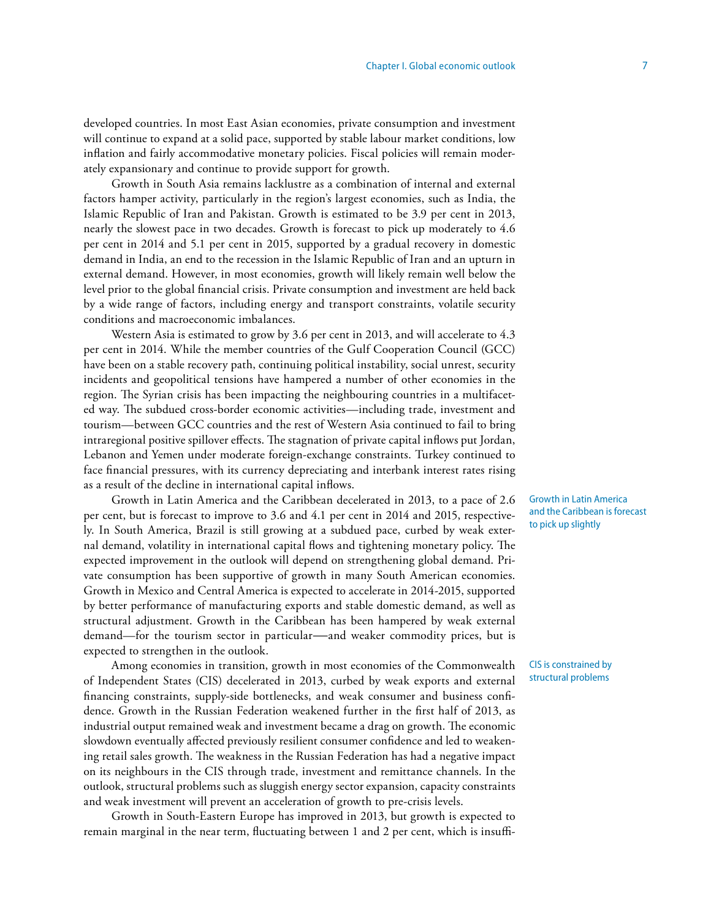developed countries. In most East Asian economies, private consumption and investment will continue to expand at a solid pace, supported by stable labour market conditions, low inflation and fairly accommodative monetary policies. Fiscal policies will remain moderately expansionary and continue to provide support for growth.

Growth in South Asia remains lacklustre as a combination of internal and external factors hamper activity, particularly in the region's largest economies, such as India, the Islamic Republic of Iran and Pakistan. Growth is estimated to be 3.9 per cent in 2013, nearly the slowest pace in two decades. Growth is forecast to pick up moderately to 4.6 per cent in 2014 and 5.1 per cent in 2015, supported by a gradual recovery in domestic demand in India, an end to the recession in the Islamic Republic of Iran and an upturn in external demand. However, in most economies, growth will likely remain well below the level prior to the global financial crisis. Private consumption and investment are held back by a wide range of factors, including energy and transport constraints, volatile security conditions and macroeconomic imbalances.

Western Asia is estimated to grow by 3.6 per cent in 2013, and will accelerate to 4.3 per cent in 2014. While the member countries of the Gulf Cooperation Council (GCC) have been on a stable recovery path, continuing political instability, social unrest, security incidents and geopolitical tensions have hampered a number of other economies in the region. The Syrian crisis has been impacting the neighbouring countries in a multifaceted way. The subdued cross-border economic activities—including trade, investment and tourism—between GCC countries and the rest of Western Asia continued to fail to bring intraregional positive spillover effects. The stagnation of private capital inflows put Jordan, Lebanon and Yemen under moderate foreign-exchange constraints. Turkey continued to face financial pressures, with its currency depreciating and interbank interest rates rising as a result of the decline in international capital inflows.

Growth in Latin America and the Caribbean is forecast to pick up slightly

Growth in Latin America and the Caribbean decelerated in 2013, to a pace of 2.6 per cent, but is forecast to improve to 3.6 and 4.1 per cent in 2014 and 2015, respectively. In South America, Brazil is still growing at a subdued pace, curbed by weak external demand, volatility in international capital flows and tightening monetary policy. The expected improvement in the outlook will depend on strengthening global demand. Private consumption has been supportive of growth in many South American economies. Growth in Mexico and Central America is expected to accelerate in 2014-2015, supported by better performance of manufacturing exports and stable domestic demand, as well as structural adjustment. Growth in the Caribbean has been hampered by weak external demand—for the tourism sector in particular—and weaker commodity prices, but is expected to strengthen in the outlook.

CIS is constrained by structural problems

Among economies in transition, growth in most economies of the Commonwealth of Independent States (CIS) decelerated in 2013, curbed by weak exports and external financing constraints, supply-side bottlenecks, and weak consumer and business confidence. Growth in the Russian Federation weakened further in the first half of 2013, as industrial output remained weak and investment became a drag on growth. The economic slowdown eventually affected previously resilient consumer confidence and led to weakening retail sales growth. The weakness in the Russian Federation has had a negative impact on its neighbours in the CIS through trade, investment and remittance channels. In the outlook, structural problems such as sluggish energy sector expansion, capacity constraints and weak investment will prevent an acceleration of growth to pre-crisis levels.

Growth in South-Eastern Europe has improved in 2013, but growth is expected to remain marginal in the near term, fluctuating between 1 and 2 per cent, which is insuffi-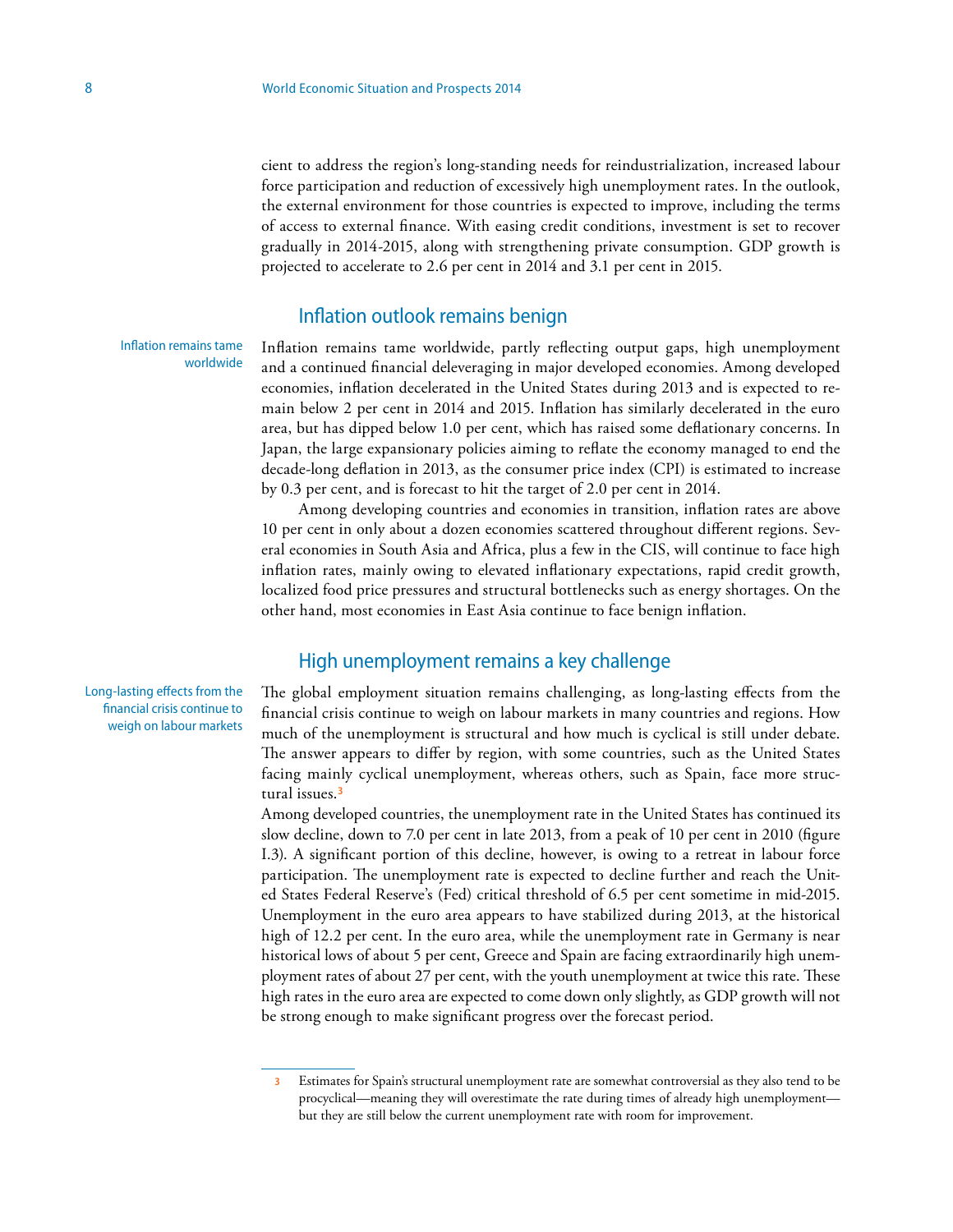cient to address the region's long-standing needs for reindustrialization, increased labour force participation and reduction of excessively high unemployment rates. In the outlook, the external environment for those countries is expected to improve, including the terms of access to external finance. With easing credit conditions, investment is set to recover gradually in 2014-2015, along with strengthening private consumption. GDP growth is projected to accelerate to 2.6 per cent in 2014 and 3.1 per cent in 2015.

## Inflation outlook remains benign

*Inflation remains tame worldwide*

Inflation remains tame worldwide, partly reflecting output gaps, high unemployment and a continued financial deleveraging in major developed economies. Among developed economies, inflation decelerated in the United States during 2013 and is expected to remain below 2 per cent in 2014 and 2015. Inflation has similarly decelerated in the euro area, but has dipped below 1.0 per cent, which has raised some deflationary concerns. In Japan, the large expansionary policies aiming to reflate the economy managed to end the decade-long deflation in 2013, as the consumer price index (CPI) is estimated to increase by 0.3 per cent, and is forecast to hit the target of 2.0 per cent in 2014.

Among developing countries and economies in transition, inflation rates are above 10 per cent in only about a dozen economies scattered throughout different regions. Several economies in South Asia and Africa, plus a few in the CIS, will continue to face high inflation rates, mainly owing to elevated inflationary expectations, rapid credit growth, localized food price pressures and structural bottlenecks such as energy shortages. On the other hand, most economies in East Asia continue to face benign inflation.

## High unemployment remains a key challenge

*Long-lasting effects from the financial crisis continue to weigh on labour markets*

The global employment situation remains challenging, as long-lasting effects from the financial crisis continue to weigh on labour markets in many countries and regions. How much of the unemployment is structural and how much is cyclical is still under debate. The answer appears to differ by region, with some countries, such as the United States facing mainly cyclical unemployment, whereas others, such as Spain, face more structural issues.[3]

Among developed countries, the unemployment rate in the United States has continued its slow decline, down to 7.0 per cent in late 2013, from a peak of 10 per cent in 2010 (figure I.3). A significant portion of this decline, however, is owing to a retreat in labour force participation. The unemployment rate is expected to decline further and reach the United States Federal Reserve's (Fed) critical threshold of 6.5 per cent sometime in mid-2015. Unemployment in the euro area appears to have stabilized during 2013, at the historical high of 12.2 per cent. In the euro area, while the unemployment rate in Germany is near historical lows of about 5 per cent, Greece and Spain are facing extraordinarily high unemployment rates of about 27 per cent, with the youth unemployment at twice this rate. These high rates in the euro area are expected to come down only slightly, as GDP growth will not be strong enough to make significant progress over the forecast period.

---

3 Estimates for Spain's structural unemployment rate are somewhat controversial as they also tend to be procyclical—meaning they will overestimate the rate during times of already high unemployment—but they are still below the current unemployment rate with room for improvement.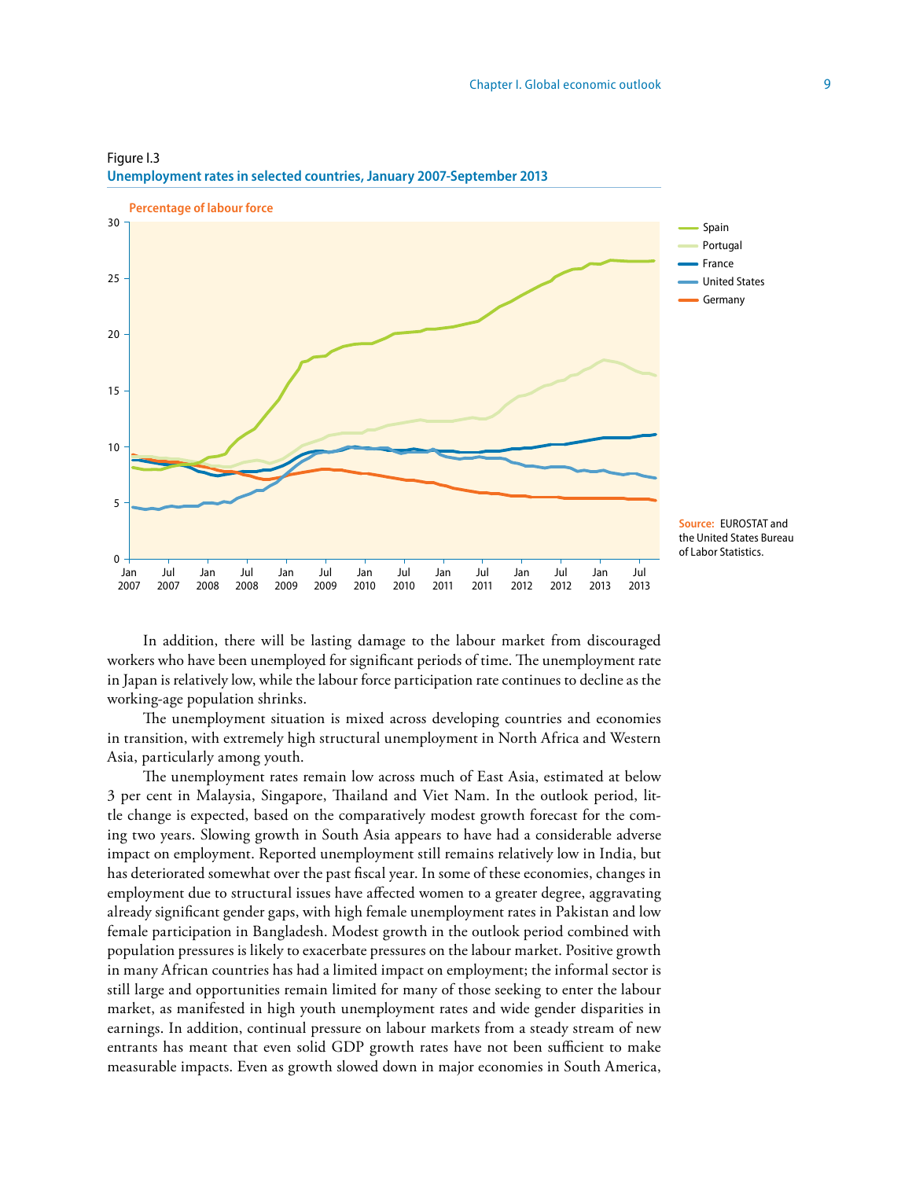Figure I.3
**Unemployment rates in selected countries, January 2007-September 2013**

Percentage of labour force

Source: EUROSTAT and the United States Bureau of Labor Statistics.

In addition, there will be lasting damage to the labour market from discouraged workers who have been unemployed for significant periods of time. The unemployment rate in Japan is relatively low, while the labour force participation rate continues to decline as the working-age population shrinks.

The unemployment situation is mixed across developing countries and economies in transition, with extremely high structural unemployment in North Africa and Western Asia, particularly among youth.

The unemployment rates remain low across much of East Asia, estimated at below 3 per cent in Malaysia, Singapore, Thailand and Viet Nam. In the outlook period, little change is expected, based on the comparatively modest growth forecast for the coming two years. Slowing growth in South Asia appears to have had a considerable adverse impact on employment. Reported unemployment still remains relatively low in India, but has deteriorated somewhat over the past fiscal year. In some of these economies, changes in employment due to structural issues have affected women to a greater degree, aggravating already significant gender gaps, with high female unemployment rates in Pakistan and low female participation in Bangladesh. Modest growth in the outlook period combined with population pressures is likely to exacerbate pressures on the labour market. Positive growth in many African countries has had a limited impact on employment; the informal sector is still large and opportunities remain limited for many of those seeking to enter the labour market, as manifested in high youth unemployment rates and wide gender disparities in earnings. In addition, continual pressure on labour markets from a steady stream of new entrants has meant that even solid GDP growth rates have not been sufficient to make measurable impacts. Even as growth slowed down in major economies in South America,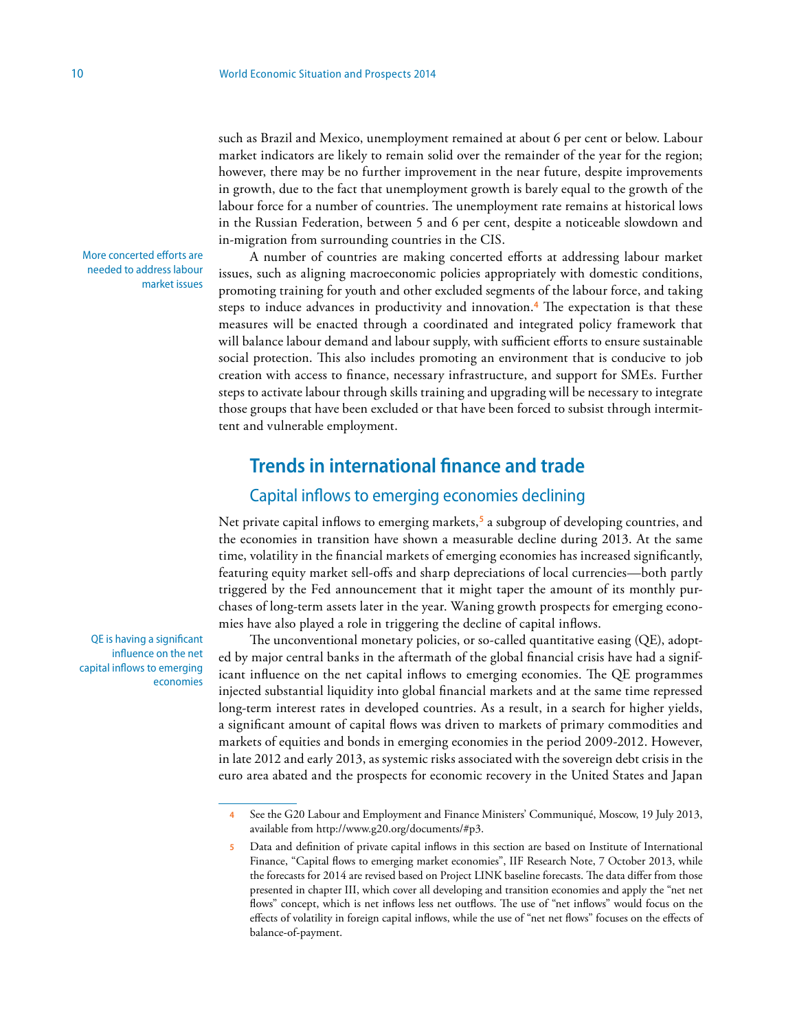such as Brazil and Mexico, unemployment remained at about 6 per cent or below. Labour market indicators are likely to remain solid over the remainder of the year for the region; however, there may be no further improvement in the near future, despite improvements in growth, due to the fact that unemployment growth is barely equal to the growth of the labour force for a number of countries. The unemployment rate remains at historical lows in the Russian Federation, between 5 and 6 per cent, despite a noticeable slowdown and in-migration from surrounding countries in the CIS.

More concerted efforts are needed to address labour market issues

A number of countries are making concerted efforts at addressing labour market issues, such as aligning macroeconomic policies appropriately with domestic conditions, promoting training for youth and other excluded segments of the labour force, and taking steps to induce advances in productivity and innovation.[4] The expectation is that these measures will be enacted through a coordinated and integrated policy framework that will balance labour demand and labour supply, with sufficient efforts to ensure sustainable social protection. This also includes promoting an environment that is conducive to job creation with access to finance, necessary infrastructure, and support for SMEs. Further steps to activate labour through skills training and upgrading will be necessary to integrate those groups that have been excluded or that have been forced to subsist through intermittent and vulnerable employment.

## Trends in international finance and trade

### Capital inflows to emerging economies declining

Net private capital inflows to emerging markets,[5] a subgroup of developing countries, and the economies in transition have shown a measurable decline during 2013. At the same time, volatility in the financial markets of emerging economies has increased significantly, featuring equity market sell-offs and sharp depreciations of local currencies—both partly triggered by the Fed announcement that it might taper the amount of its monthly purchases of long-term assets later in the year. Waning growth prospects for emerging economies have also played a role in triggering the decline of capital inflows.

QE is having a significant influence on the net capital inflows to emerging economies

The unconventional monetary policies, or so-called quantitative easing (QE), adopted by major central banks in the aftermath of the global financial crisis have had a significant influence on the net capital inflows to emerging economies. The QE programmes injected substantial liquidity into global financial markets and at the same time repressed long-term interest rates in developed countries. As a result, in a search for higher yields, a significant amount of capital flows was driven to markets of primary commodities and markets of equities and bonds in emerging economies in the period 2009-2012. However, in late 2012 and early 2013, as systemic risks associated with the sovereign debt crisis in the euro area abated and the prospects for economic recovery in the United States and Japan

---

4 See the G20 Labour and Employment and Finance Ministers' Communiqué, Moscow, 19 July 2013, available from http://www.g20.org/documents/#p3.

5 Data and definition of private capital inflows in this section are based on Institute of International Finance, "Capital flows to emerging market economies", IIF Research Note, 7 October 2013, while the forecasts for 2014 are revised based on Project LINK baseline forecasts. The data differ from those presented in chapter III, which cover all developing and transition economies and apply the "net net flows" concept, which is net inflows less net outflows. The use of "net inflows" would focus on the effects of volatility in foreign capital inflows, while the use of "net net flows" focuses on the effects of balance-of-payment.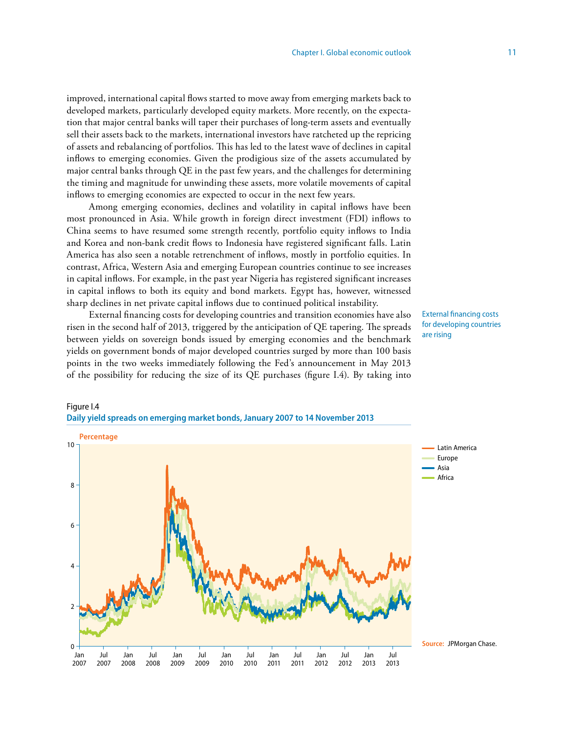improved, international capital flows started to move away from emerging markets back to developed markets, particularly developed equity markets. More recently, on the expectation that major central banks will taper their purchases of long-term assets and eventually sell their assets back to the markets, international investors have ratcheted up the repricing of assets and rebalancing of portfolios. This has led to the latest wave of declines in capital inflows to emerging economies. Given the prodigious size of the assets accumulated by major central banks through QE in the past few years, and the challenges for determining the timing and magnitude for unwinding these assets, more volatile movements of capital inflows to emerging economies are expected to occur in the next few years.

Among emerging economies, declines and volatility in capital inflows have been most pronounced in Asia. While growth in foreign direct investment (FDI) inflows to China seems to have resumed some strength recently, portfolio equity inflows to India and Korea and non-bank credit flows to Indonesia have registered significant falls. Latin America has also seen a notable retrenchment of inflows, mostly in portfolio equities. In contrast, Africa, Western Asia and emerging European countries continue to see increases in capital inflows. For example, in the past year Nigeria has registered significant increases in capital inflows to both its equity and bond markets. Egypt has, however, witnessed sharp declines in net private capital inflows due to continued political instability.

External financing costs for developing countries are rising

External financing costs for developing countries and transition economies have also risen in the second half of 2013, triggered by the anticipation of QE tapering. The spreads between yields on sovereign bonds issued by emerging economies and the benchmark yields on government bonds of major developed countries surged by more than 100 basis points in the two weeks immediately following the Fed's announcement in May 2013 of the possibility for reducing the size of its QE purchases (figure I.4). By taking into

Figure I.4
**Daily yield spreads on emerging market bonds, January 2007 to 14 November 2013**

Source: JPMorgan Chase.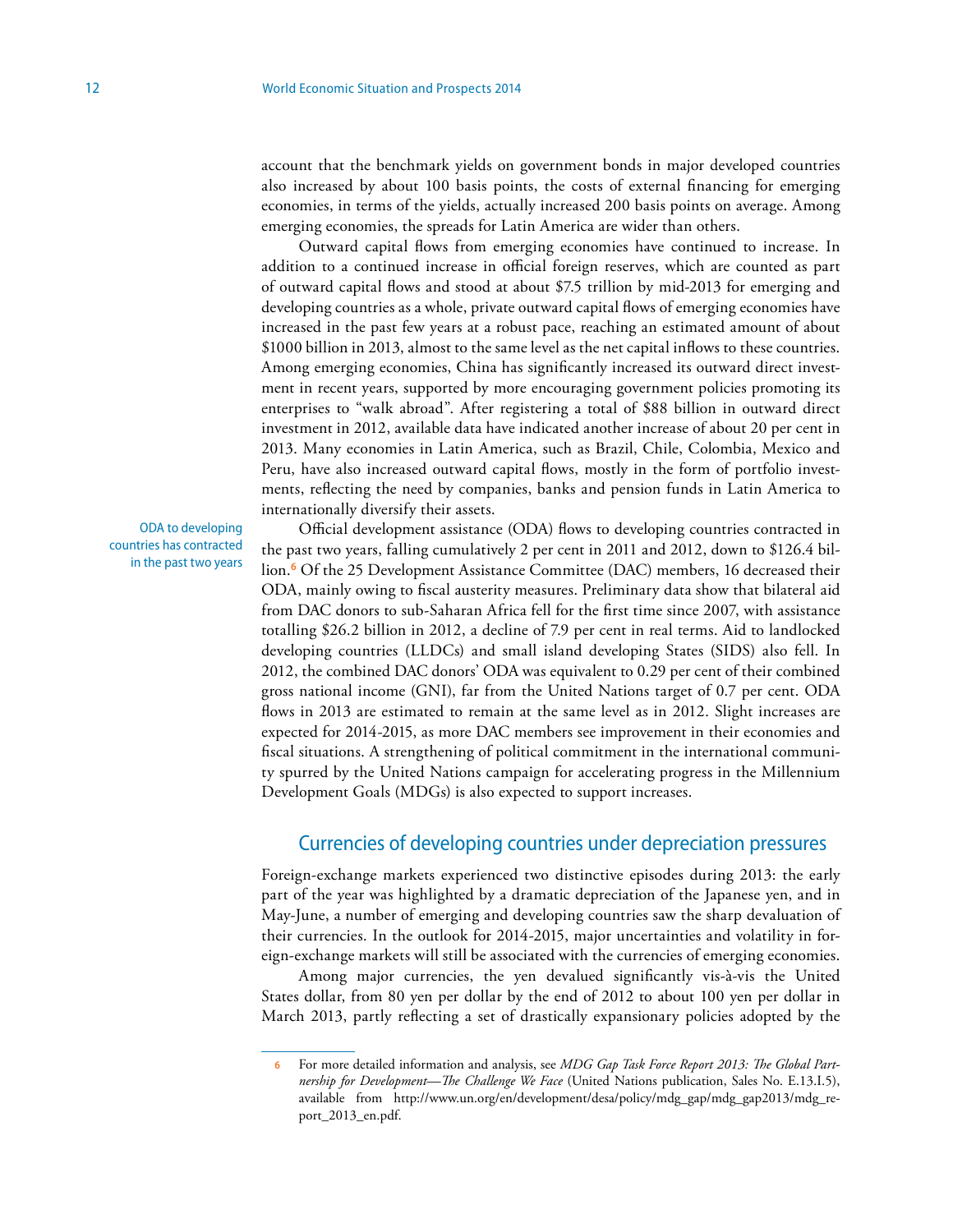account that the benchmark yields on government bonds in major developed countries also increased by about 100 basis points, the costs of external financing for emerging economies, in terms of the yields, actually increased 200 basis points on average. Among emerging economies, the spreads for Latin America are wider than others.

Outward capital flows from emerging economies have continued to increase. In addition to a continued increase in official foreign reserves, which are counted as part of outward capital flows and stood at about $7.5 trillion by mid-2013 for emerging and developing countries as a whole, private outward capital flows of emerging economies have increased in the past few years at a robust pace, reaching an estimated amount of about $1000 billion in 2013, almost to the same level as the net capital inflows to these countries. Among emerging economies, China has significantly increased its outward direct investment in recent years, supported by more encouraging government policies promoting its enterprises to "walk abroad". After registering a total of $88 billion in outward direct investment in 2012, available data have indicated another increase of about 20 per cent in 2013. Many economies in Latin America, such as Brazil, Chile, Colombia, Mexico and Peru, have also increased outward capital flows, mostly in the form of portfolio investments, reflecting the need by companies, banks and pension funds in Latin America to internationally diversify their assets.

ODA to developing countries has contracted in the past two years

Official development assistance (ODA) flows to developing countries contracted in the past two years, falling cumulatively 2 per cent in 2011 and 2012, down to $126.4 billion.[6] Of the 25 Development Assistance Committee (DAC) members, 16 decreased their ODA, mainly owing to fiscal austerity measures. Preliminary data show that bilateral aid from DAC donors to sub-Saharan Africa fell for the first time since 2007, with assistance totalling $26.2 billion in 2012, a decline of 7.9 per cent in real terms. Aid to landlocked developing countries (LLDCs) and small island developing States (SIDS) also fell. In 2012, the combined DAC donors' ODA was equivalent to 0.29 per cent of their combined gross national income (GNI), far from the United Nations target of 0.7 per cent. ODA flows in 2013 are estimated to remain at the same level as in 2012. Slight increases are expected for 2014-2015, as more DAC members see improvement in their economies and fiscal situations. A strengthening of political commitment in the international community spurred by the United Nations campaign for accelerating progress in the Millennium Development Goals (MDGs) is also expected to support increases.

## Currencies of developing countries under depreciation pressures

Foreign-exchange markets experienced two distinctive episodes during 2013: the early part of the year was highlighted by a dramatic depreciation of the Japanese yen, and in May-June, a number of emerging and developing countries saw the sharp devaluation of their currencies. In the outlook for 2014-2015, major uncertainties and volatility in foreign-exchange markets will still be associated with the currencies of emerging economies.

Among major currencies, the yen devalued significantly vis-à-vis the United States dollar, from 80 yen per dollar by the end of 2012 to about 100 yen per dollar in March 2013, partly reflecting a set of drastically expansionary policies adopted by the

---

[6] For more detailed information and analysis, see *MDG Gap Task Force Report 2013: The Global Partnership for Development—The Challenge We Face* (United Nations publication, Sales No. E.13.I.5), available from http://www.un.org/en/development/desa/policy/mdg_gap/mdg_gap2013/mdg_report_2013_en.pdf.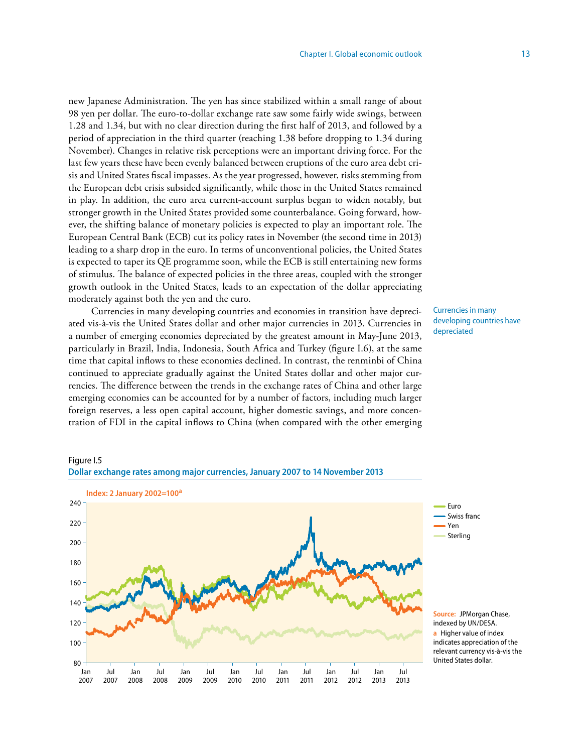new Japanese Administration. The yen has since stabilized within a small range of about 98 yen per dollar. The euro-to-dollar exchange rate saw some fairly wide swings, between 1.28 and 1.34, but with no clear direction during the first half of 2013, and followed by a period of appreciation in the third quarter (reaching 1.38 before dropping to 1.34 during November). Changes in relative risk perceptions were an important driving force. For the last few years these have been evenly balanced between eruptions of the euro area debt crisis and United States fiscal impasses. As the year progressed, however, risks stemming from the European debt crisis subsided significantly, while those in the United States remained in play. In addition, the euro area current-account surplus began to widen notably, but stronger growth in the United States provided some counterbalance. Going forward, however, the shifting balance of monetary policies is expected to play an important role. The European Central Bank (ECB) cut its policy rates in November (the second time in 2013) leading to a sharp drop in the euro. In terms of unconventional policies, the United States is expected to taper its QE programme soon, while the ECB is still entertaining new forms of stimulus. The balance of expected policies in the three areas, coupled with the stronger growth outlook in the United States, leads to an expectation of the dollar appreciating moderately against both the yen and the euro.

*Currencies in many developing countries have depreciated*

Currencies in many developing countries and economies in transition have depreciated vis-à-vis the United States dollar and other major currencies in 2013. Currencies in a number of emerging economies depreciated by the greatest amount in May-June 2013, particularly in Brazil, India, Indonesia, South Africa and Turkey (figure I.6), at the same time that capital inflows to these economies declined. In contrast, the renminbi of China continued to appreciate gradually against the United States dollar and other major currencies. The difference between the trends in the exchange rates of China and other large emerging economies can be accounted for by a number of factors, including much larger foreign reserves, a less open capital account, higher domestic savings, and more concentration of FDI in the capital inflows to China (when compared with the other emerging

Figure I.5

**Dollar exchange rates among major currencies, January 2007 to 14 November 2013**

Index: 2 January 2002=100[a]

Legend: Euro, Swiss franc, Yen, Sterling

Source: JPMorgan Chase, indexed by UN/DESA.

a Higher value of index indicates appreciation of the relevant currency vis-à-vis the United States dollar.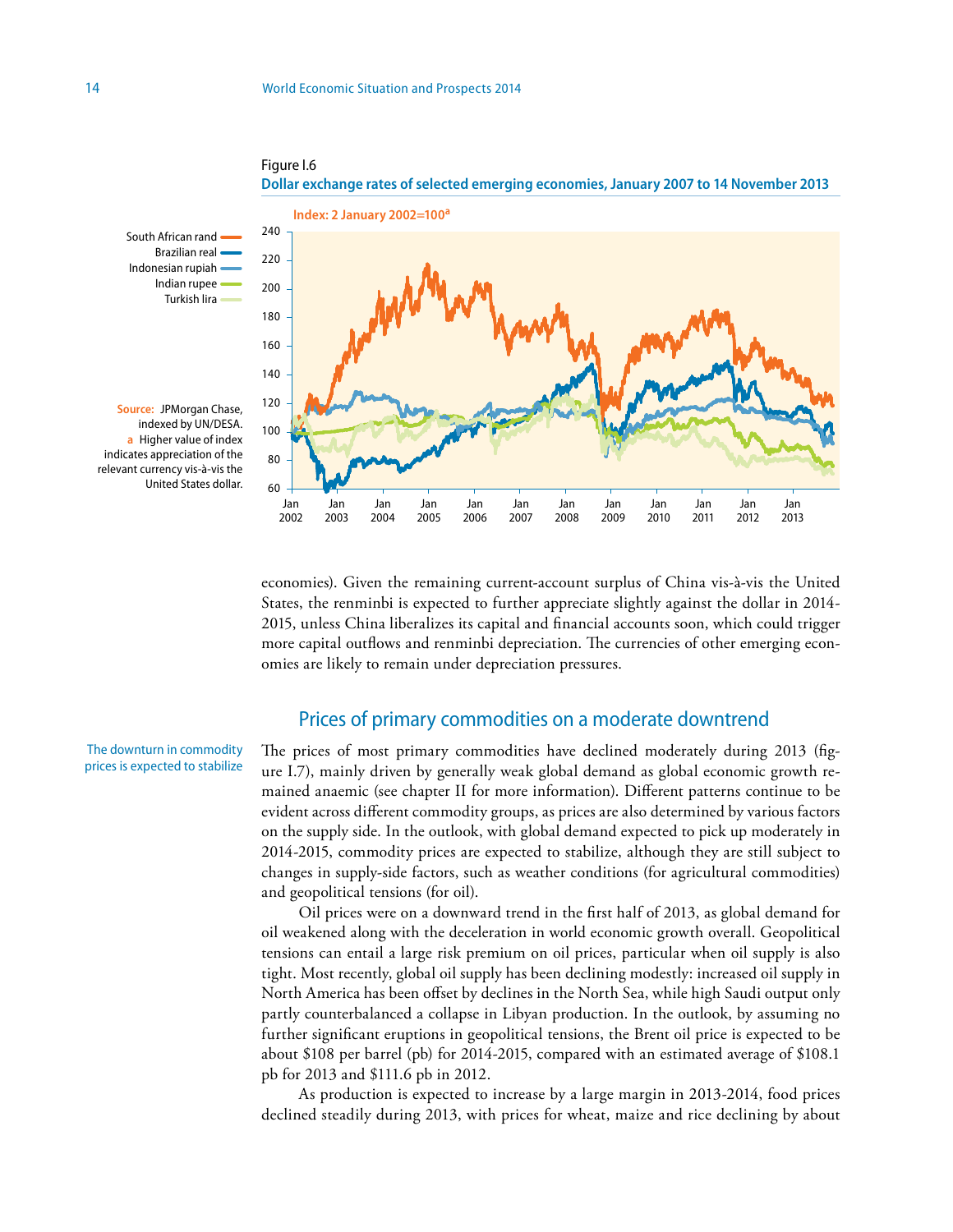Figure I.6

**Dollar exchange rates of selected emerging economies, January 2007 to 14 November 2013**

Index: 2 January 2002=100[a]

South African rand
Brazilian real
Indonesian rupiah
Indian rupee
Turkish lira

**Source:** JPMorgan Chase, indexed by UN/DESA.

a Higher value of index indicates appreciation of the relevant currency vis-à-vis the United States dollar.

economies). Given the remaining current-account surplus of China vis-à-vis the United States, the renminbi is expected to further appreciate slightly against the dollar in 2014-2015, unless China liberalizes its capital and financial accounts soon, which could trigger more capital outflows and renminbi depreciation. The currencies of other emerging economies are likely to remain under depreciation pressures.

## Prices of primary commodities on a moderate downtrend

The downturn in commodity prices is expected to stabilize

The prices of most primary commodities have declined moderately during 2013 (figure I.7), mainly driven by generally weak global demand as global economic growth remained anaemic (see chapter II for more information). Different patterns continue to be evident across different commodity groups, as prices are also determined by various factors on the supply side. In the outlook, with global demand expected to pick up moderately in 2014-2015, commodity prices are expected to stabilize, although they are still subject to changes in supply-side factors, such as weather conditions (for agricultural commodities) and geopolitical tensions (for oil).

Oil prices were on a downward trend in the first half of 2013, as global demand for oil weakened along with the deceleration in world economic growth overall. Geopolitical tensions can entail a large risk premium on oil prices, particular when oil supply is also tight. Most recently, global oil supply has been declining modestly: increased oil supply in North America has been offset by declines in the North Sea, while high Saudi output only partly counterbalanced a collapse in Libyan production. In the outlook, by assuming no further significant eruptions in geopolitical tensions, the Brent oil price is expected to be about $108 per barrel (pb) for 2014-2015, compared with an estimated average of $108.1 pb for 2013 and $111.6 pb in 2012.

As production is expected to increase by a large margin in 2013-2014, food prices declined steadily during 2013, with prices for wheat, maize and rice declining by about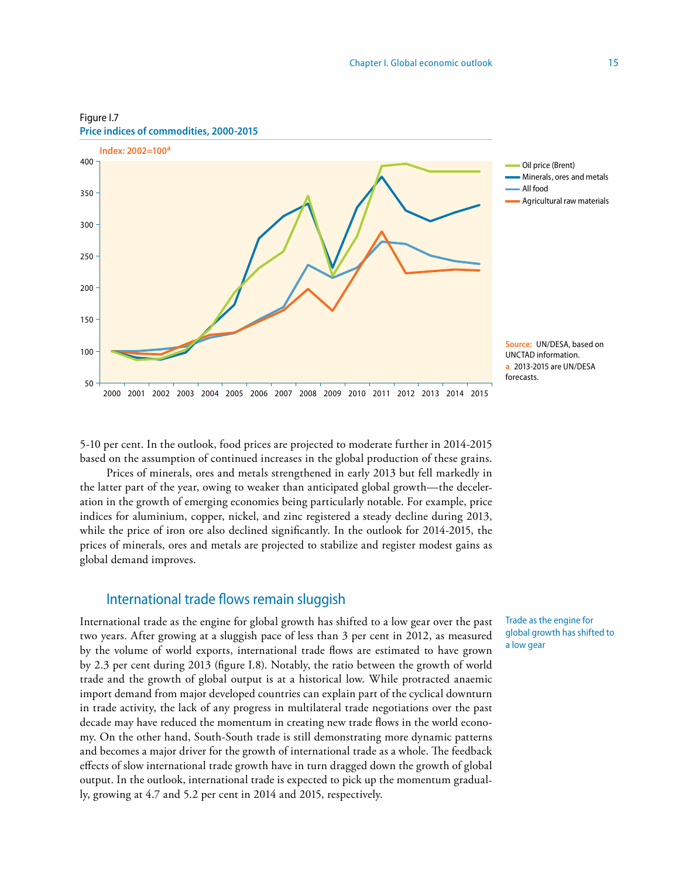Figure I.7
**Price indices of commodities, 2000-2015**

Index: 2002=100[a]

Source: UN/DESA, based on UNCTAD information.
a 2013-2015 are UN/DESA forecasts.

5-10 per cent. In the outlook, food prices are projected to moderate further in 2014-2015 based on the assumption of continued increases in the global production of these grains.

Prices of minerals, ores and metals strengthened in early 2013 but fell markedly in the latter part of the year, owing to weaker than anticipated global growth—the deceleration in the growth of emerging economies being particularly notable. For example, price indices for aluminium, copper, nickel, and zinc registered a steady decline during 2013, while the price of iron ore also declined significantly. In the outlook for 2014-2015, the prices of minerals, ores and metals are projected to stabilize and register modest gains as global demand improves.

## International trade flows remain sluggish

Trade as the engine for global growth has shifted to a low gear

International trade as the engine for global growth has shifted to a low gear over the past two years. After growing at a sluggish pace of less than 3 per cent in 2012, as measured by the volume of world exports, international trade flows are estimated to have grown by 2.3 per cent during 2013 (figure I.8). Notably, the ratio between the growth of world trade and the growth of global output is at a historical low. While protracted anaemic import demand from major developed countries can explain part of the cyclical downturn in trade activity, the lack of any progress in multilateral trade negotiations over the past decade may have reduced the momentum in creating new trade flows in the world economy. On the other hand, South-South trade is still demonstrating more dynamic patterns and becomes a major driver for the growth of international trade as a whole. The feedback effects of slow international trade growth have in turn dragged down the growth of global output. In the outlook, international trade is expected to pick up the momentum gradually, growing at 4.7 and 5.2 per cent in 2014 and 2015, respectively.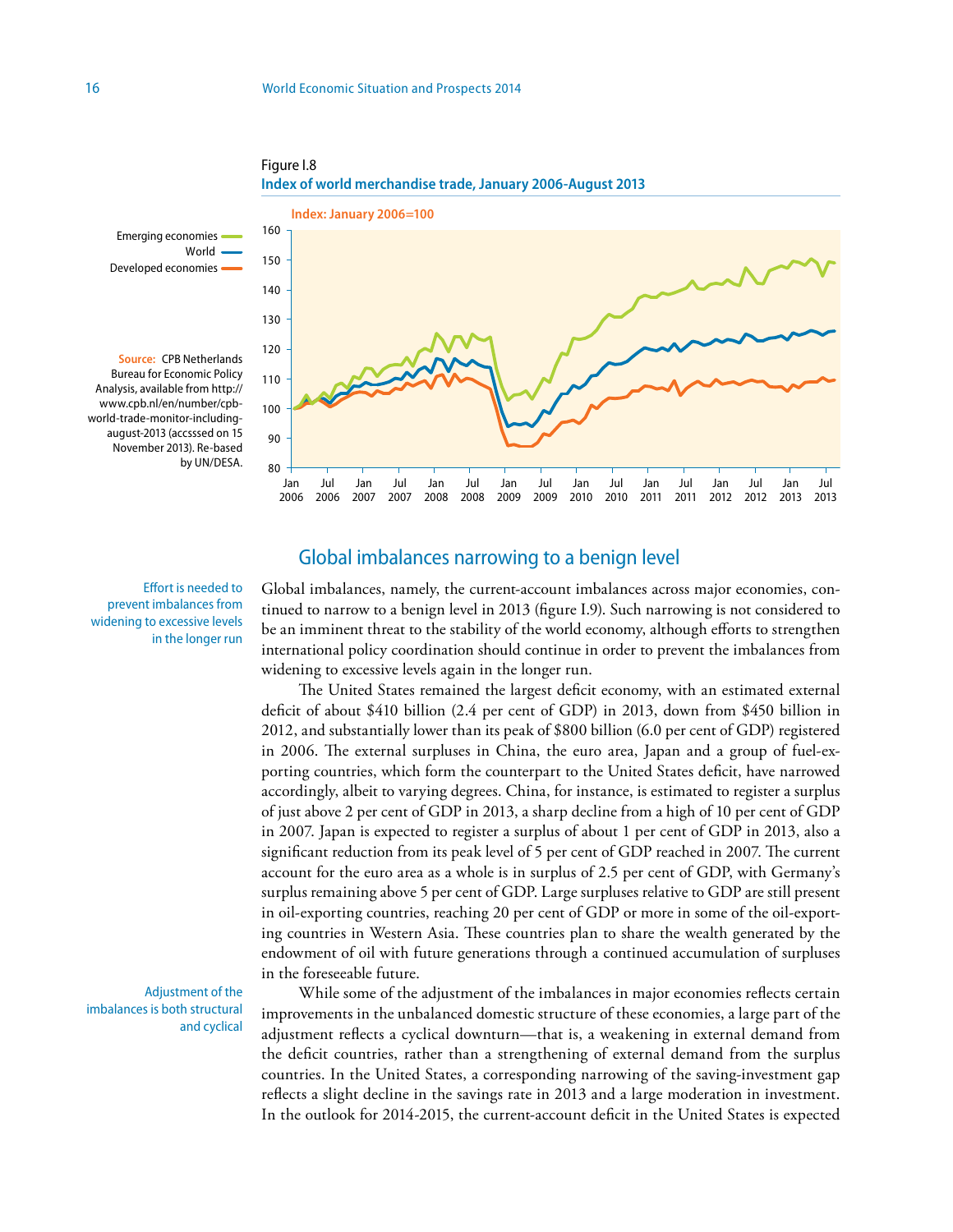Figure I.8

**Index of world merchandise trade, January 2006-August 2013**

Index: January 2006=100

Emerging economies
World
Developed economies

**Source:** CPB Netherlands Bureau for Economic Policy Analysis, available from http://www.cpb.nl/en/number/cpb-world-trade-monitor-including-august-2013 (accsssed on 15 November 2013). Re-based by UN/DESA.

## Global imbalances narrowing to a benign level

*Effort is needed to prevent imbalances from widening to excessive levels in the longer run*

Global imbalances, namely, the current-account imbalances across major economies, continued to narrow to a benign level in 2013 (figure I.9). Such narrowing is not considered to be an imminent threat to the stability of the world economy, although efforts to strengthen international policy coordination should continue in order to prevent the imbalances from widening to excessive levels again in the longer run.

The United States remained the largest deficit economy, with an estimated external deficit of about $410 billion (2.4 per cent of GDP) in 2013, down from $450 billion in 2012, and substantially lower than its peak of $800 billion (6.0 per cent of GDP) registered in 2006. The external surpluses in China, the euro area, Japan and a group of fuel-exporting countries, which form the counterpart to the United States deficit, have narrowed accordingly, albeit to varying degrees. China, for instance, is estimated to register a surplus of just above 2 per cent of GDP in 2013, a sharp decline from a high of 10 per cent of GDP in 2007. Japan is expected to register a surplus of about 1 per cent of GDP in 2013, also a significant reduction from its peak level of 5 per cent of GDP reached in 2007. The current account for the euro area as a whole is in surplus of 2.5 per cent of GDP, with Germany's surplus remaining above 5 per cent of GDP. Large surpluses relative to GDP are still present in oil-exporting countries, reaching 20 per cent of GDP or more in some of the oil-exporting countries in Western Asia. These countries plan to share the wealth generated by the endowment of oil with future generations through a continued accumulation of surpluses in the foreseeable future.

*Adjustment of the imbalances is both structural and cyclical*

While some of the adjustment of the imbalances in major economies reflects certain improvements in the unbalanced domestic structure of these economies, a large part of the adjustment reflects a cyclical downturn—that is, a weakening in external demand from the deficit countries, rather than a strengthening of external demand from the surplus countries. In the United States, a corresponding narrowing of the saving-investment gap reflects a slight decline in the savings rate in 2013 and a large moderation in investment. In the outlook for 2014-2015, the current-account deficit in the United States is expected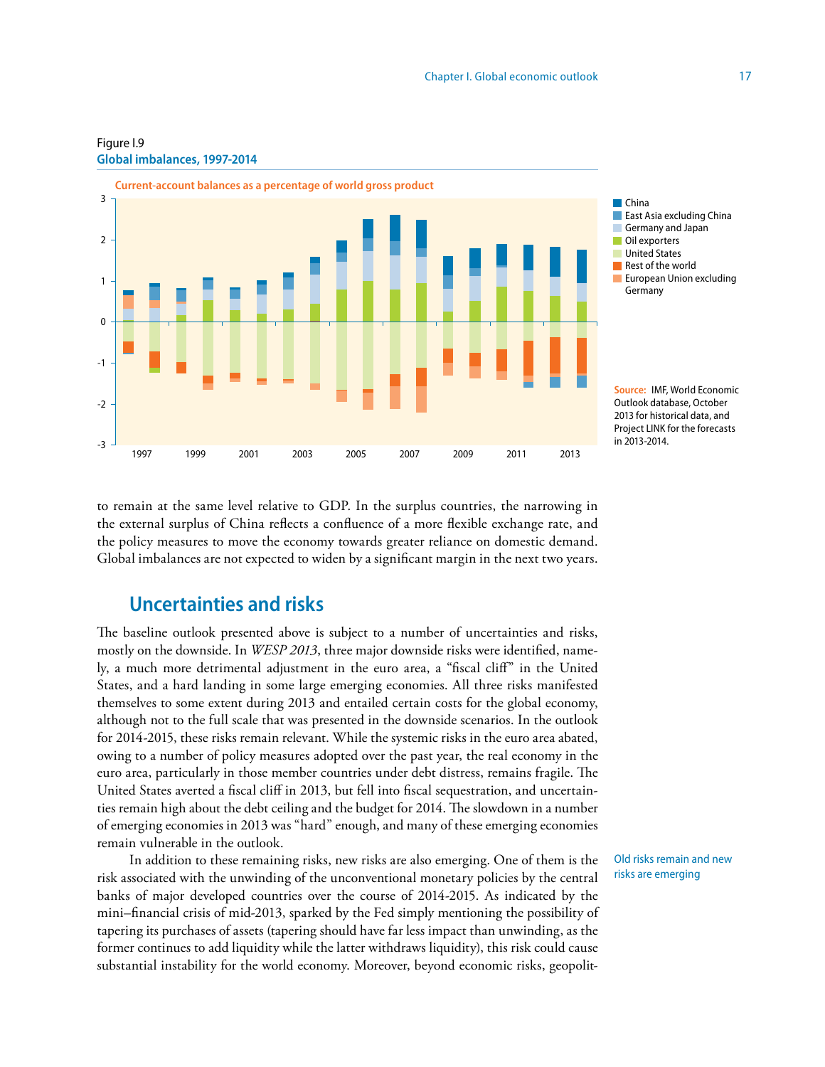Figure I.9
**Global imbalances, 1997-2014**

Current-account balances as a percentage of world gross product

Source: IMF, World Economic Outlook database, October 2013 for historical data, and Project LINK for the forecasts in 2013-2014.

to remain at the same level relative to GDP. In the surplus countries, the narrowing in the external surplus of China reflects a confluence of a more flexible exchange rate, and the policy measures to move the economy towards greater reliance on domestic demand. Global imbalances are not expected to widen by a significant margin in the next two years.

## Uncertainties and risks

The baseline outlook presented above is subject to a number of uncertainties and risks, mostly on the downside. In *WESP 2013*, three major downside risks were identified, namely, a much more detrimental adjustment in the euro area, a "fiscal cliff" in the United States, and a hard landing in some large emerging economies. All three risks manifested themselves to some extent during 2013 and entailed certain costs for the global economy, although not to the full scale that was presented in the downside scenarios. In the outlook for 2014-2015, these risks remain relevant. While the systemic risks in the euro area abated, owing to a number of policy measures adopted over the past year, the real economy in the euro area, particularly in those member countries under debt distress, remains fragile. The United States averted a fiscal cliff in 2013, but fell into fiscal sequestration, and uncertainties remain high about the debt ceiling and the budget for 2014. The slowdown in a number of emerging economies in 2013 was "hard" enough, and many of these emerging economies remain vulnerable in the outlook.

Old risks remain and new risks are emerging

In addition to these remaining risks, new risks are also emerging. One of them is the risk associated with the unwinding of the unconventional monetary policies by the central banks of major developed countries over the course of 2014-2015. As indicated by the mini–financial crisis of mid-2013, sparked by the Fed simply mentioning the possibility of tapering its purchases of assets (tapering should have far less impact than unwinding, as the former continues to add liquidity while the latter withdraws liquidity), this risk could cause substantial instability for the world economy. Moreover, beyond economic risks, geopolit-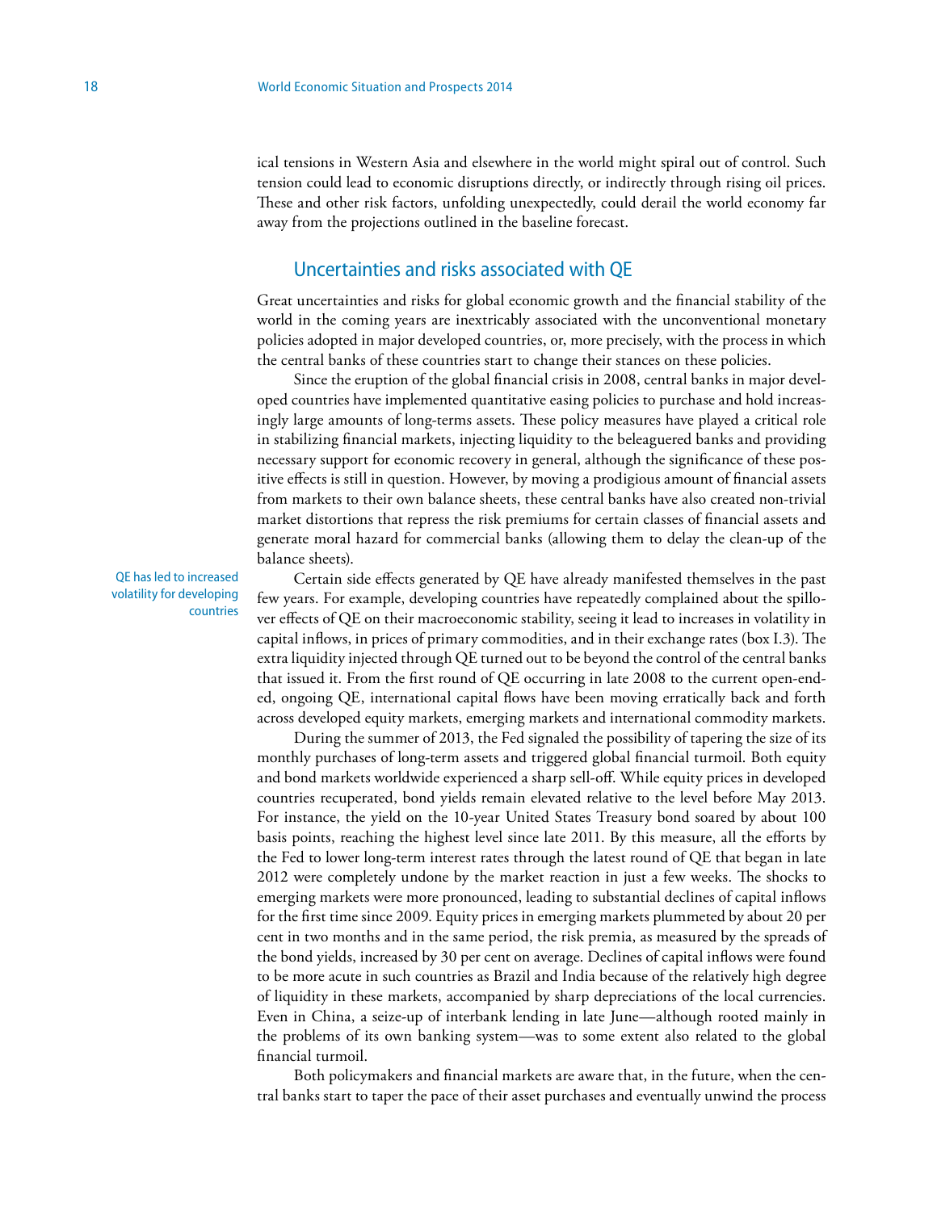ical tensions in Western Asia and elsewhere in the world might spiral out of control. Such tension could lead to economic disruptions directly, or indirectly through rising oil prices. These and other risk factors, unfolding unexpectedly, could derail the world economy far away from the projections outlined in the baseline forecast.

## Uncertainties and risks associated with QE

Great uncertainties and risks for global economic growth and the financial stability of the world in the coming years are inextricably associated with the unconventional monetary policies adopted in major developed countries, or, more precisely, with the process in which the central banks of these countries start to change their stances on these policies.

Since the eruption of the global financial crisis in 2008, central banks in major developed countries have implemented quantitative easing policies to purchase and hold increasingly large amounts of long-terms assets. These policy measures have played a critical role in stabilizing financial markets, injecting liquidity to the beleaguered banks and providing necessary support for economic recovery in general, although the significance of these positive effects is still in question. However, by moving a prodigious amount of financial assets from markets to their own balance sheets, these central banks have also created non-trivial market distortions that repress the risk premiums for certain classes of financial assets and generate moral hazard for commercial banks (allowing them to delay the clean-up of the balance sheets).

QE has led to increased volatility for developing countries

Certain side effects generated by QE have already manifested themselves in the past few years. For example, developing countries have repeatedly complained about the spillover effects of QE on their macroeconomic stability, seeing it lead to increases in volatility in capital inflows, in prices of primary commodities, and in their exchange rates (box I.3). The extra liquidity injected through QE turned out to be beyond the control of the central banks that issued it. From the first round of QE occurring in late 2008 to the current open-ended, ongoing QE, international capital flows have been moving erratically back and forth across developed equity markets, emerging markets and international commodity markets.

During the summer of 2013, the Fed signaled the possibility of tapering the size of its monthly purchases of long-term assets and triggered global financial turmoil. Both equity and bond markets worldwide experienced a sharp sell-off. While equity prices in developed countries recuperated, bond yields remain elevated relative to the level before May 2013. For instance, the yield on the 10-year United States Treasury bond soared by about 100 basis points, reaching the highest level since late 2011. By this measure, all the efforts by the Fed to lower long-term interest rates through the latest round of QE that began in late 2012 were completely undone by the market reaction in just a few weeks. The shocks to emerging markets were more pronounced, leading to substantial declines of capital inflows for the first time since 2009. Equity prices in emerging markets plummeted by about 20 per cent in two months and in the same period, the risk premia, as measured by the spreads of the bond yields, increased by 30 per cent on average. Declines of capital inflows were found to be more acute in such countries as Brazil and India because of the relatively high degree of liquidity in these markets, accompanied by sharp depreciations of the local currencies. Even in China, a seize-up of interbank lending in late June—although rooted mainly in the problems of its own banking system—was to some extent also related to the global financial turmoil.

Both policymakers and financial markets are aware that, in the future, when the central banks start to taper the pace of their asset purchases and eventually unwind the process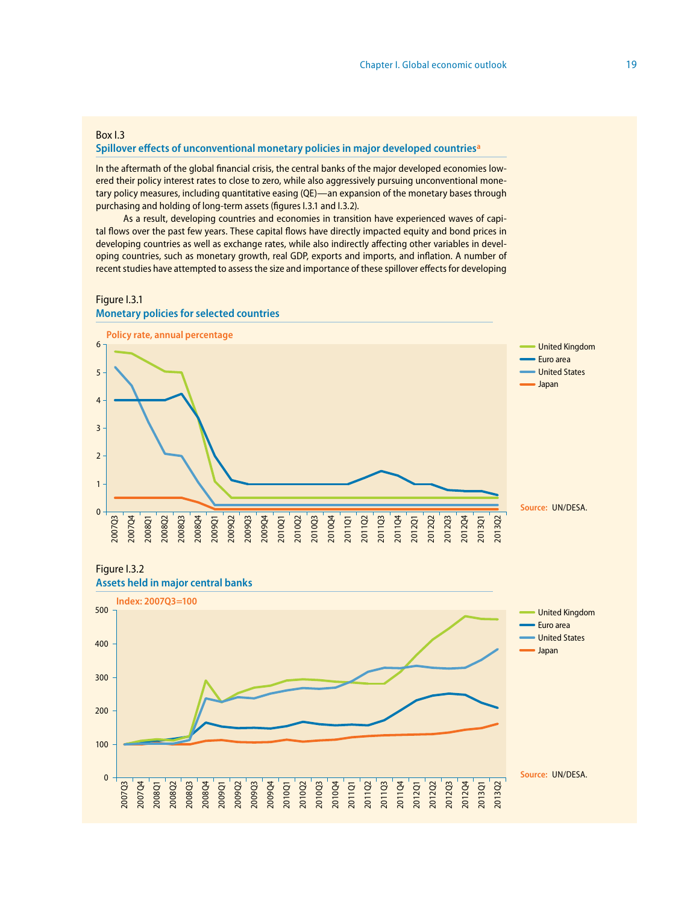Box I.3

### Spillover effects of unconventional monetary policies in major developed countries[a]

In the aftermath of the global financial crisis, the central banks of the major developed economies lowered their policy interest rates to close to zero, while also aggressively pursuing unconventional monetary policy measures, including quantitative easing (QE)—an expansion of the monetary bases through purchasing and holding of long-term assets (figures I.3.1 and I.3.2).

As a result, developing countries and economies in transition have experienced waves of capital flows over the past few years. These capital flows have directly impacted equity and bond prices in developing countries as well as exchange rates, while also indirectly affecting other variables in developing countries, such as monetary growth, real GDP, exports and imports, and inflation. A number of recent studies have attempted to assess the size and importance of these spillover effects for developing

Figure I.3.1

**Monetary policies for selected countries**

Policy rate, annual percentage

Source: UN/DESA.

Figure I.3.2

**Assets held in major central banks**

Index: 2007Q3=100

Source: UN/DESA.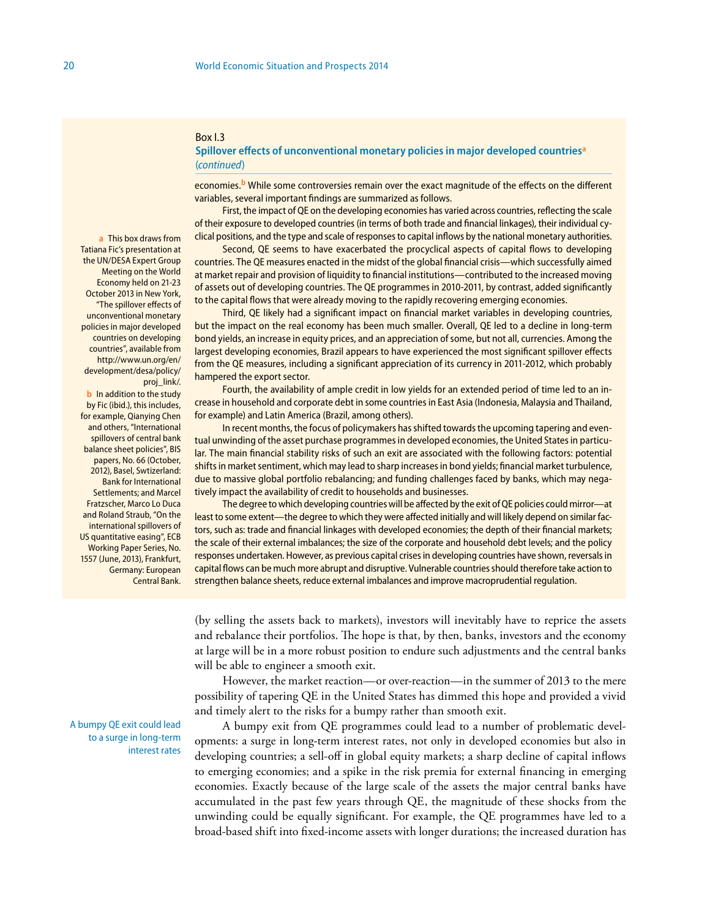Box I.3

### Spillover effects of unconventional monetary policies in major developed countries[a] (*continued*)

economies.[b] While some controversies remain over the exact magnitude of the effects on the different variables, several important findings are summarized as follows.

First, the impact of QE on the developing economies has varied across countries, reflecting the scale of their exposure to developed countries (in terms of both trade and financial linkages), their individual cyclical positions, and the type and scale of responses to capital inflows by the national monetary authorities.

Second, QE seems to have exacerbated the procyclical aspects of capital flows to developing countries. The QE measures enacted in the midst of the global financial crisis—which successfully aimed at market repair and provision of liquidity to financial institutions—contributed to the increased moving of assets out of developing countries. The QE programmes in 2010-2011, by contrast, added significantly to the capital flows that were already moving to the rapidly recovering emerging economies.

Third, QE likely had a significant impact on financial market variables in developing countries, but the impact on the real economy has been much smaller. Overall, QE led to a decline in long-term bond yields, an increase in equity prices, and an appreciation of some, but not all, currencies. Among the largest developing economies, Brazil appears to have experienced the most significant spillover effects from the QE measures, including a significant appreciation of its currency in 2011-2012, which probably hampered the export sector.

Fourth, the availability of ample credit in low yields for an extended period of time led to an increase in household and corporate debt in some countries in East Asia (Indonesia, Malaysia and Thailand, for example) and Latin America (Brazil, among others).

In recent months, the focus of policymakers has shifted towards the upcoming tapering and eventual unwinding of the asset purchase programmes in developed economies, the United States in particular. The main financial stability risks of such an exit are associated with the following factors: potential shifts in market sentiment, which may lead to sharp increases in bond yields; financial market turbulence, due to massive global portfolio rebalancing; and funding challenges faced by banks, which may negatively impact the availability of credit to households and businesses.

The degree to which developing countries will be affected by the exit of QE policies could mirror—at least to some extent—the degree to which they were affected initially and will likely depend on similar factors, such as: trade and financial linkages with developed economies; the depth of their financial markets; the scale of their external imbalances; the size of the corporate and household debt levels; and the policy responses undertaken. However, as previous capital crises in developing countries have shown, reversals in capital flows can be much more abrupt and disruptive. Vulnerable countries should therefore take action to strengthen balance sheets, reduce external imbalances and improve macroprudential regulation.

a This box draws from Tatiana Fic's presentation at the UN/DESA Expert Group Meeting on the World Economy held on 21-23 October 2013 in New York, "The spillover effects of unconventional monetary policies in major developed countries on developing countries", available from http://www.un.org/en/development/desa/policy/proj_link/.

b In addition to the study by Fic (ibid.), this includes, for example, Qianying Chen and others, "International spillovers of central bank balance sheet policies", BIS papers, No. 66 (October, 2012), Basel, Swtizerland: Bank for International Settlements; and Marcel Fratzscher, Marco Lo Duca and Roland Straub, "On the international spillovers of US quantitative easing", ECB Working Paper Series, No. 1557 (June, 2013), Frankfurt, Germany: European Central Bank.

(by selling the assets back to markets), investors will inevitably have to reprice the assets and rebalance their portfolios. The hope is that, by then, banks, investors and the economy at large will be in a more robust position to endure such adjustments and the central banks will be able to engineer a smooth exit.

However, the market reaction—or over-reaction—in the summer of 2013 to the mere possibility of tapering QE in the United States has dimmed this hope and provided a vivid and timely alert to the risks for a bumpy rather than smooth exit.

A bumpy QE exit could lead to a surge in long-term interest rates

A bumpy exit from QE programmes could lead to a number of problematic developments: a surge in long-term interest rates, not only in developed economies but also in developing countries; a sell-off in global equity markets; a sharp decline of capital inflows to emerging economies; and a spike in the risk premia for external financing in emerging economies. Exactly because of the large scale of the assets the major central banks have accumulated in the past few years through QE, the magnitude of these shocks from the unwinding could be equally significant. For example, the QE programmes have led to a broad-based shift into fixed-income assets with longer durations; the increased duration has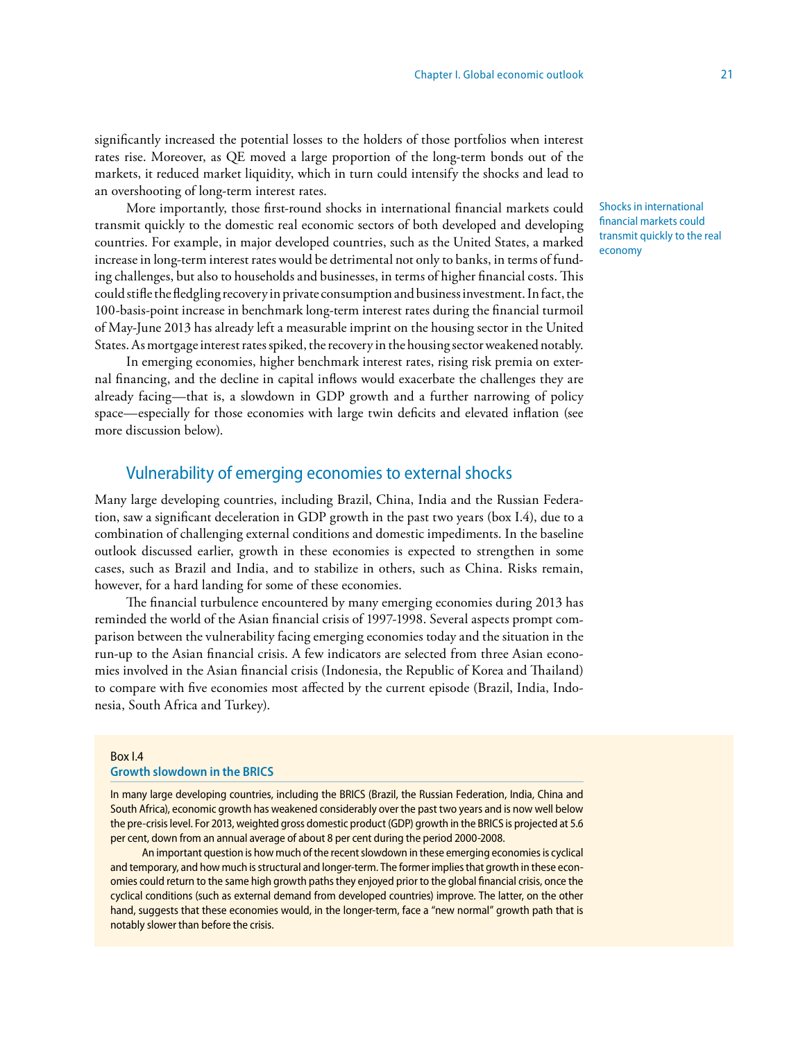significantly increased the potential losses to the holders of those portfolios when interest rates rise. Moreover, as QE moved a large proportion of the long-term bonds out of the markets, it reduced market liquidity, which in turn could intensify the shocks and lead to an overshooting of long-term interest rates.

Shocks in international financial markets could transmit quickly to the real economy

More importantly, those first-round shocks in international financial markets could transmit quickly to the domestic real economic sectors of both developed and developing countries. For example, in major developed countries, such as the United States, a marked increase in long-term interest rates would be detrimental not only to banks, in terms of funding challenges, but also to households and businesses, in terms of higher financial costs. This could stifle the fledgling recovery in private consumption and business investment. In fact, the 100-basis-point increase in benchmark long-term interest rates during the financial turmoil of May-June 2013 has already left a measurable imprint on the housing sector in the United States. As mortgage interest rates spiked, the recovery in the housing sector weakened notably.

In emerging economies, higher benchmark interest rates, rising risk premia on external financing, and the decline in capital inflows would exacerbate the challenges they are already facing—that is, a slowdown in GDP growth and a further narrowing of policy space—especially for those economies with large twin deficits and elevated inflation (see more discussion below).

## Vulnerability of emerging economies to external shocks

Many large developing countries, including Brazil, China, India and the Russian Federation, saw a significant deceleration in GDP growth in the past two years (box I.4), due to a combination of challenging external conditions and domestic impediments. In the baseline outlook discussed earlier, growth in these economies is expected to strengthen in some cases, such as Brazil and India, and to stabilize in others, such as China. Risks remain, however, for a hard landing for some of these economies.

The financial turbulence encountered by many emerging economies during 2013 has reminded the world of the Asian financial crisis of 1997-1998. Several aspects prompt comparison between the vulnerability facing emerging economies today and the situation in the run-up to the Asian financial crisis. A few indicators are selected from three Asian economies involved in the Asian financial crisis (Indonesia, the Republic of Korea and Thailand) to compare with five economies most affected by the current episode (Brazil, India, Indonesia, South Africa and Turkey).

Box I.4

### Growth slowdown in the BRICS

In many large developing countries, including the BRICS (Brazil, the Russian Federation, India, China and South Africa), economic growth has weakened considerably over the past two years and is now well below the pre-crisis level. For 2013, weighted gross domestic product (GDP) growth in the BRICS is projected at 5.6 per cent, down from an annual average of about 8 per cent during the period 2000-2008.

An important question is how much of the recent slowdown in these emerging economies is cyclical and temporary, and how much is structural and longer-term. The former implies that growth in these economies could return to the same high growth paths they enjoyed prior to the global financial crisis, once the cyclical conditions (such as external demand from developed countries) improve. The latter, on the other hand, suggests that these economies would, in the longer-term, face a "new normal" growth path that is notably slower than before the crisis.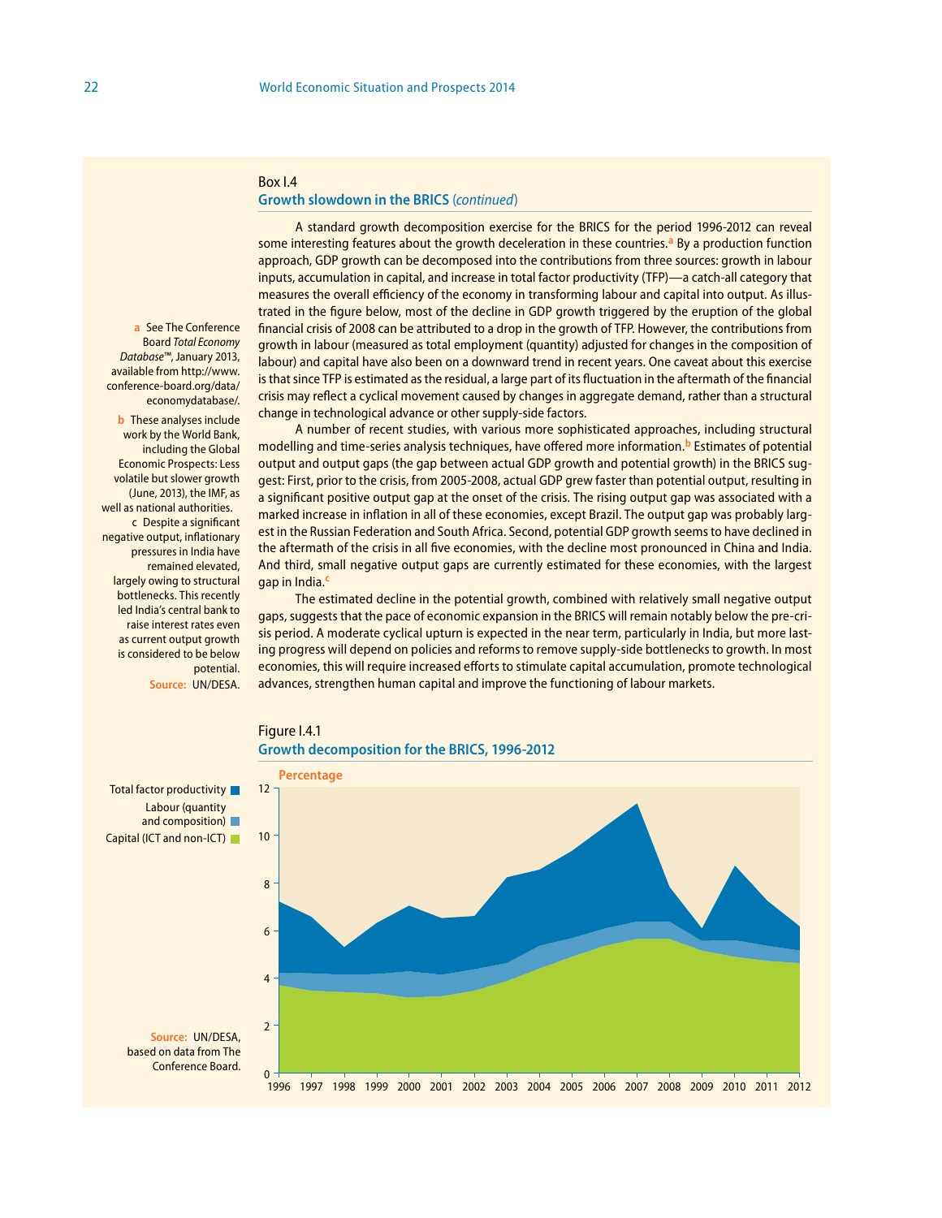Box I.4

**Growth slowdown in the BRICS** (*continued*)

A standard growth decomposition exercise for the BRICS for the period 1996-2012 can reveal some interesting features about the growth deceleration in these countries.[a] By a production function approach, GDP growth can be decomposed into the contributions from three sources: growth in labour inputs, accumulation in capital, and increase in total factor productivity (TFP)—a catch-all category that measures the overall efficiency of the economy in transforming labour and capital into output. As illustrated in the figure below, most of the decline in GDP growth triggered by the eruption of the global financial crisis of 2008 can be attributed to a drop in the growth of TFP. However, the contributions from growth in labour (measured as total employment (quantity) adjusted for changes in the composition of labour) and capital have also been on a downward trend in recent years. One caveat about this exercise is that since TFP is estimated as the residual, a large part of its fluctuation in the aftermath of the financial crisis may reflect a cyclical movement caused by changes in aggregate demand, rather than a structural change in technological advance or other supply-side factors.

A number of recent studies, with various more sophisticated approaches, including structural modelling and time-series analysis techniques, have offered more information.[b] Estimates of potential output and output gaps (the gap between actual GDP growth and potential growth) in the BRICS suggest: First, prior to the crisis, from 2005-2008, actual GDP grew faster than potential output, resulting in a significant positive output gap at the onset of the crisis. The rising output gap was associated with a marked increase in inflation in all of these economies, except Brazil. The output gap was probably largest in the Russian Federation and South Africa. Second, potential GDP growth seems to have declined in the aftermath of the crisis in all five economies, with the decline most pronounced in China and India. And third, small negative output gaps are currently estimated for these economies, with the largest gap in India.[c]

The estimated decline in the potential growth, combined with relatively small negative output gaps, suggests that the pace of economic expansion in the BRICS will remain notably below the pre-crisis period. A moderate cyclical upturn is expected in the near term, particularly in India, but more lasting progress will depend on policies and reforms to remove supply-side bottlenecks to growth. In most economies, this will require increased efforts to stimulate capital accumulation, promote technological advances, strengthen human capital and improve the functioning of labour markets.

a See The Conference Board *Total Economy Database*™, January 2013, available from http://www.conference-board.org/data/economydatabase/.

b These analyses include work by the World Bank, including the Global Economic Prospects: Less volatile but slower growth (June, 2013), the IMF, as well as national authorities.

c Despite a significant negative output, inflationary pressures in India have remained elevated, largely owing to structural bottlenecks. This recently led India's central bank to raise interest rates even as current output growth is considered to be below potential.

**Source:** UN/DESA.

Figure I.4.1

**Growth decomposition for the BRICS, 1996-2012**

Percentage

Total factor productivity
Labour (quantity and composition)
Capital (ICT and non-ICT)

0, 2, 4, 6, 8, 10, 12

1996, 1997, 1998, 1999, 2000, 2001, 2002, 2003, 2004, 2005, 2006, 2007, 2008, 2009, 2010, 2011, 2012

**Source:** UN/DESA, based on data from The Conference Board.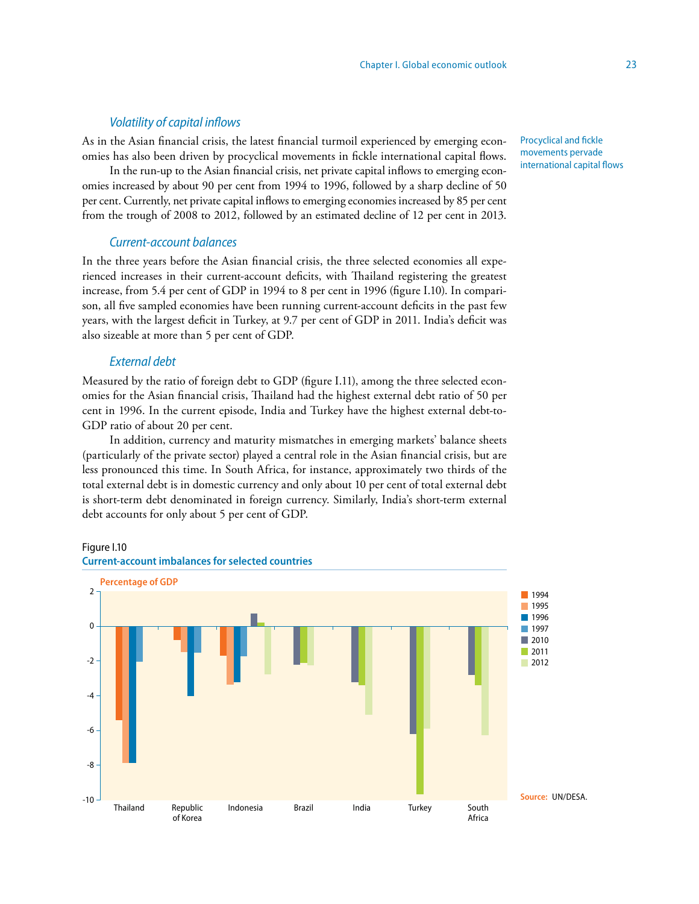### *Volatility of capital inflows*

Procyclical and fickle movements pervade international capital flows

As in the Asian financial crisis, the latest financial turmoil experienced by emerging economies has also been driven by procyclical movements in fickle international capital flows.

In the run-up to the Asian financial crisis, net private capital inflows to emerging economies increased by about 90 per cent from 1994 to 1996, followed by a sharp decline of 50 per cent. Currently, net private capital inflows to emerging economies increased by 85 per cent from the trough of 2008 to 2012, followed by an estimated decline of 12 per cent in 2013.

### *Current-account balances*

In the three years before the Asian financial crisis, the three selected economies all experienced increases in their current-account deficits, with Thailand registering the greatest increase, from 5.4 per cent of GDP in 1994 to 8 per cent in 1996 (figure I.10). In comparison, all five sampled economies have been running current-account deficits in the past few years, with the largest deficit in Turkey, at 9.7 per cent of GDP in 2011. India's deficit was also sizeable at more than 5 per cent of GDP.

### *External debt*

Measured by the ratio of foreign debt to GDP (figure I.11), among the three selected economies for the Asian financial crisis, Thailand had the highest external debt ratio of 50 per cent in 1996. In the current episode, India and Turkey have the highest external debt-to-GDP ratio of about 20 per cent.

In addition, currency and maturity mismatches in emerging markets' balance sheets (particularly of the private sector) played a central role in the Asian financial crisis, but are less pronounced this time. In South Africa, for instance, approximately two thirds of the total external debt is in domestic currency and only about 10 per cent of total external debt is short-term debt denominated in foreign currency. Similarly, India's short-term external debt accounts for only about 5 per cent of GDP.

Figure I.10
**Current-account imbalances for selected countries**

Source: UN/DESA.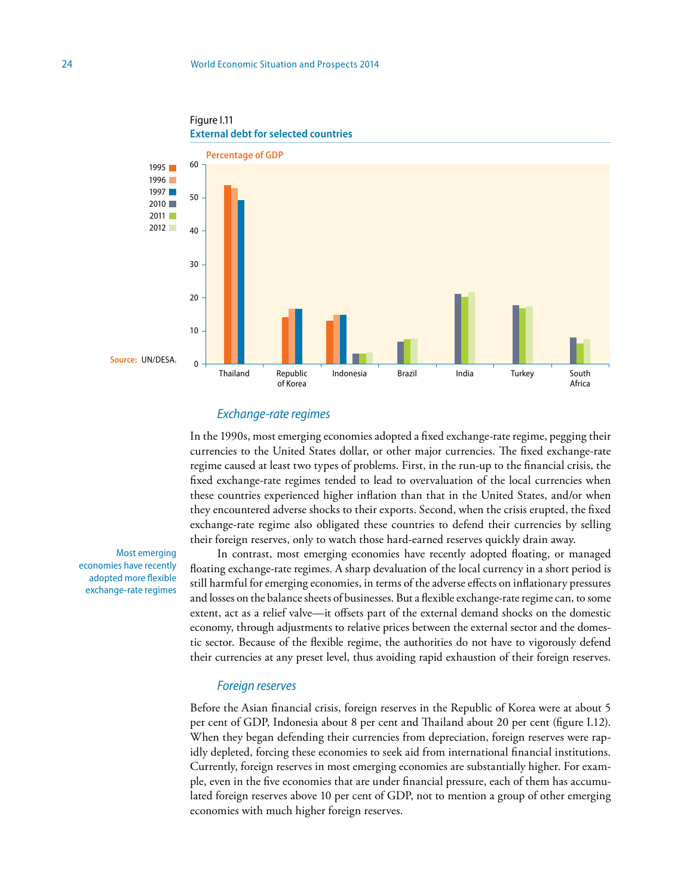Figure I.11
**External debt for selected countries**

Source: UN/DESA.

### *Exchange-rate regimes*

In the 1990s, most emerging economies adopted a fixed exchange-rate regime, pegging their currencies to the United States dollar, or other major currencies. The fixed exchange-rate regime caused at least two types of problems. First, in the run-up to the financial crisis, the fixed exchange-rate regimes tended to lead to overvaluation of the local currencies when these countries experienced higher inflation than that in the United States, and/or when they encountered adverse shocks to their exports. Second, when the crisis erupted, the fixed exchange-rate regime also obligated these countries to defend their currencies by selling their foreign reserves, only to watch those hard-earned reserves quickly drain away.

Most emerging economies have recently adopted more flexible exchange-rate regimes

In contrast, most emerging economies have recently adopted floating, or managed floating exchange-rate regimes. A sharp devaluation of the local currency in a short period is still harmful for emerging economies, in terms of the adverse effects on inflationary pressures and losses on the balance sheets of businesses. But a flexible exchange-rate regime can, to some extent, act as a relief valve—it offsets part of the external demand shocks on the domestic economy, through adjustments to relative prices between the external sector and the domestic sector. Because of the flexible regime, the authorities do not have to vigorously defend their currencies at any preset level, thus avoiding rapid exhaustion of their foreign reserves.

### *Foreign reserves*

Before the Asian financial crisis, foreign reserves in the Republic of Korea were at about 5 per cent of GDP, Indonesia about 8 per cent and Thailand about 20 per cent (figure I.12). When they began defending their currencies from depreciation, foreign reserves were rapidly depleted, forcing these economies to seek aid from international financial institutions. Currently, foreign reserves in most emerging economies are substantially higher. For example, even in the five economies that are under financial pressure, each of them has accumulated foreign reserves above 10 per cent of GDP, not to mention a group of other emerging economies with much higher foreign reserves.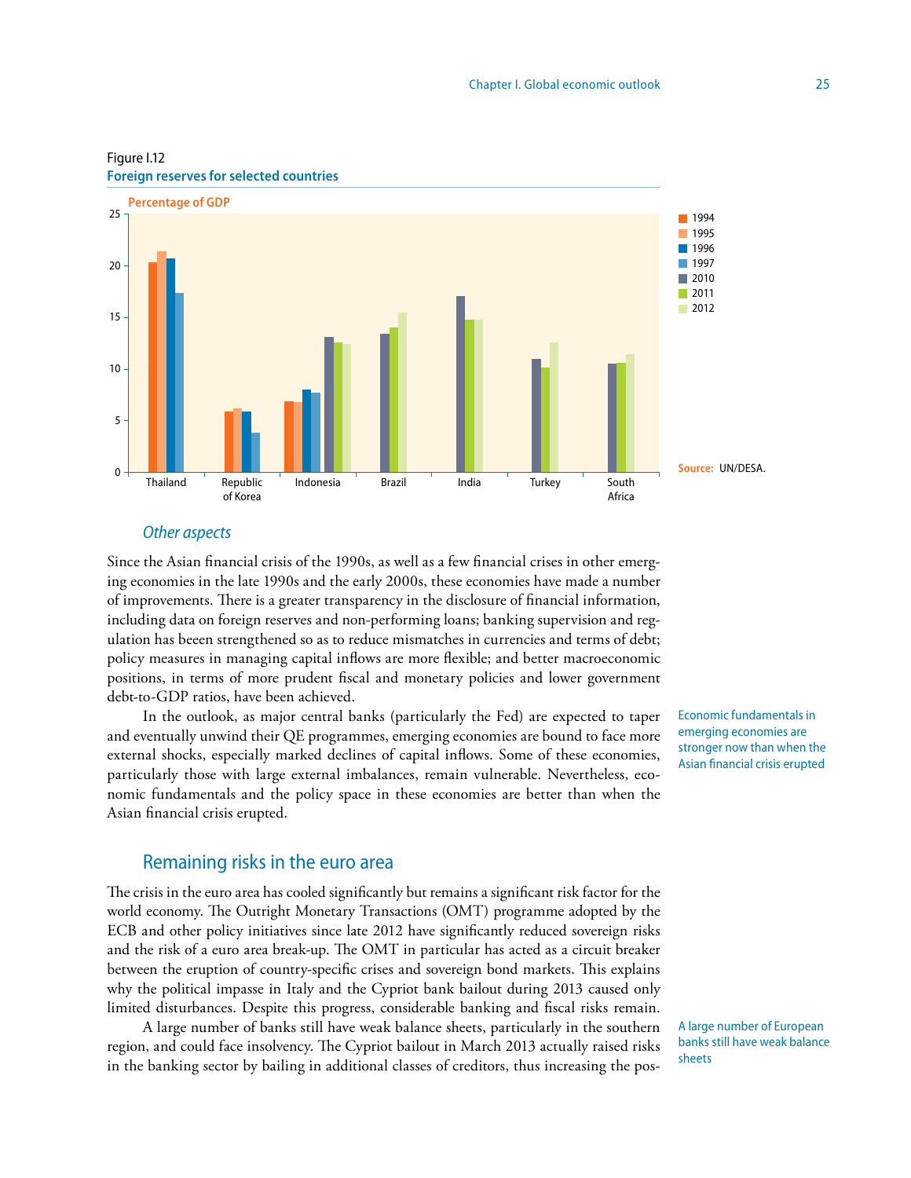Figure I.12
**Foreign reserves for selected countries**

Source: UN/DESA.

### *Other aspects*

Since the Asian financial crisis of the 1990s, as well as a few financial crises in other emerging economies in the late 1990s and the early 2000s, these economies have made a number of improvements. There is a greater transparency in the disclosure of financial information, including data on foreign reserves and non-performing loans; banking supervision and regulation has beeen strengthened so as to reduce mismatches in currencies and terms of debt; policy measures in managing capital inflows are more flexible; and better macroeconomic positions, in terms of more prudent fiscal and monetary policies and lower government debt-to-GDP ratios, have been achieved.

Economic fundamentals in emerging economies are stronger now than when the Asian financial crisis erupted

In the outlook, as major central banks (particularly the Fed) are expected to taper and eventually unwind their QE programmes, emerging economies are bound to face more external shocks, especially marked declines of capital inflows. Some of these economies, particularly those with large external imbalances, remain vulnerable. Nevertheless, economic fundamentals and the policy space in these economies are better than when the Asian financial crisis erupted.

## Remaining risks in the euro area

The crisis in the euro area has cooled significantly but remains a significant risk factor for the world economy. The Outright Monetary Transactions (OMT) programme adopted by the ECB and other policy initiatives since late 2012 have significantly reduced sovereign risks and the risk of a euro area break-up. The OMT in particular has acted as a circuit breaker between the eruption of country-specific crises and sovereign bond markets. This explains why the political impasse in Italy and the Cypriot bank bailout during 2013 caused only limited disturbances. Despite this progress, considerable banking and fiscal risks remain.

A large number of European banks still have weak balance sheets

A large number of banks still have weak balance sheets, particularly in the southern region, and could face insolvency. The Cypriot bailout in March 2013 actually raised risks in the banking sector by bailing in additional classes of creditors, thus increasing the pos-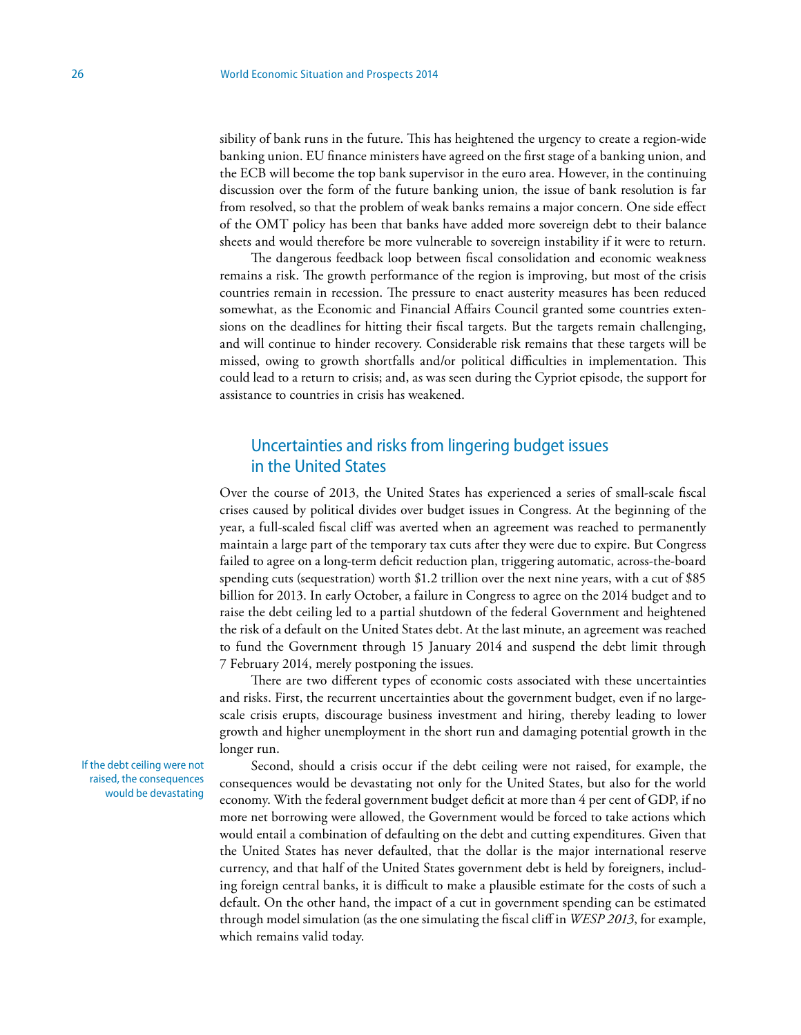sibility of bank runs in the future. This has heightened the urgency to create a region-wide banking union. EU finance ministers have agreed on the first stage of a banking union, and the ECB will become the top bank supervisor in the euro area. However, in the continuing discussion over the form of the future banking union, the issue of bank resolution is far from resolved, so that the problem of weak banks remains a major concern. One side effect of the OMT policy has been that banks have added more sovereign debt to their balance sheets and would therefore be more vulnerable to sovereign instability if it were to return.

The dangerous feedback loop between fiscal consolidation and economic weakness remains a risk. The growth performance of the region is improving, but most of the crisis countries remain in recession. The pressure to enact austerity measures has been reduced somewhat, as the Economic and Financial Affairs Council granted some countries extensions on the deadlines for hitting their fiscal targets. But the targets remain challenging, and will continue to hinder recovery. Considerable risk remains that these targets will be missed, owing to growth shortfalls and/or political difficulties in implementation. This could lead to a return to crisis; and, as was seen during the Cypriot episode, the support for assistance to countries in crisis has weakened.

## Uncertainties and risks from lingering budget issues in the United States

Over the course of 2013, the United States has experienced a series of small-scale fiscal crises caused by political divides over budget issues in Congress. At the beginning of the year, a full-scaled fiscal cliff was averted when an agreement was reached to permanently maintain a large part of the temporary tax cuts after they were due to expire. But Congress failed to agree on a long-term deficit reduction plan, triggering automatic, across-the-board spending cuts (sequestration) worth $1.2 trillion over the next nine years, with a cut of $85 billion for 2013. In early October, a failure in Congress to agree on the 2014 budget and to raise the debt ceiling led to a partial shutdown of the federal Government and heightened the risk of a default on the United States debt. At the last minute, an agreement was reached to fund the Government through 15 January 2014 and suspend the debt limit through 7 February 2014, merely postponing the issues.

There are two different types of economic costs associated with these uncertainties and risks. First, the recurrent uncertainties about the government budget, even if no large-scale crisis erupts, discourage business investment and hiring, thereby leading to lower growth and higher unemployment in the short run and damaging potential growth in the longer run.

If the debt ceiling were not raised, the consequences would be devastating

Second, should a crisis occur if the debt ceiling were not raised, for example, the consequences would be devastating not only for the United States, but also for the world economy. With the federal government budget deficit at more than 4 per cent of GDP, if no more net borrowing were allowed, the Government would be forced to take actions which would entail a combination of defaulting on the debt and cutting expenditures. Given that the United States has never defaulted, that the dollar is the major international reserve currency, and that half of the United States government debt is held by foreigners, including foreign central banks, it is difficult to make a plausible estimate for the costs of such a default. On the other hand, the impact of a cut in government spending can be estimated through model simulation (as the one simulating the fiscal cliff in *WESP 2013*, for example, which remains valid today.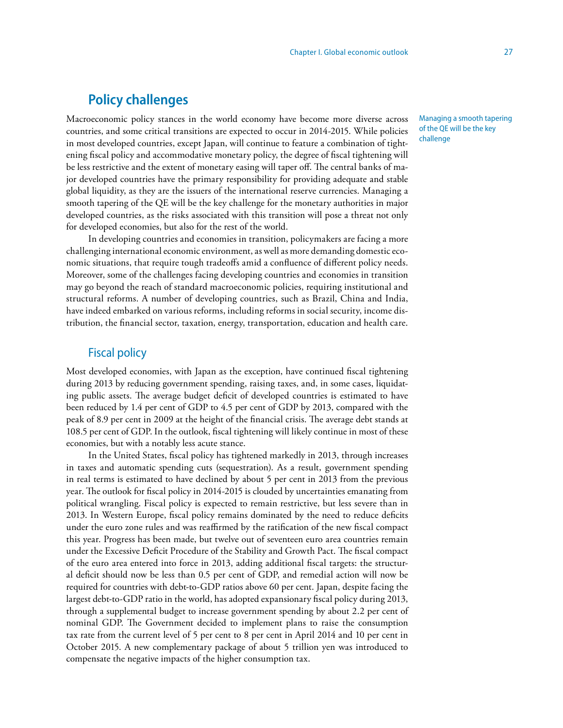## Policy challenges

Managing a smooth tapering of the QE will be the key challenge

Macroeconomic policy stances in the world economy have become more diverse across countries, and some critical transitions are expected to occur in 2014-2015. While policies in most developed countries, except Japan, will continue to feature a combination of tightening fiscal policy and accommodative monetary policy, the degree of fiscal tightening will be less restrictive and the extent of monetary easing will taper off. The central banks of major developed countries have the primary responsibility for providing adequate and stable global liquidity, as they are the issuers of the international reserve currencies. Managing a smooth tapering of the QE will be the key challenge for the monetary authorities in major developed countries, as the risks associated with this transition will pose a threat not only for developed economies, but also for the rest of the world.

In developing countries and economies in transition, policymakers are facing a more challenging international economic environment, as well as more demanding domestic economic situations, that require tough tradeoffs amid a confluence of different policy needs. Moreover, some of the challenges facing developing countries and economies in transition may go beyond the reach of standard macroeconomic policies, requiring institutional and structural reforms. A number of developing countries, such as Brazil, China and India, have indeed embarked on various reforms, including reforms in social security, income distribution, the financial sector, taxation, energy, transportation, education and health care.

### Fiscal policy

Most developed economies, with Japan as the exception, have continued fiscal tightening during 2013 by reducing government spending, raising taxes, and, in some cases, liquidating public assets. The average budget deficit of developed countries is estimated to have been reduced by 1.4 per cent of GDP to 4.5 per cent of GDP by 2013, compared with the peak of 8.9 per cent in 2009 at the height of the financial crisis. The average debt stands at 108.5 per cent of GDP. In the outlook, fiscal tightening will likely continue in most of these economies, but with a notably less acute stance.

In the United States, fiscal policy has tightened markedly in 2013, through increases in taxes and automatic spending cuts (sequestration). As a result, government spending in real terms is estimated to have declined by about 5 per cent in 2013 from the previous year. The outlook for fiscal policy in 2014-2015 is clouded by uncertainties emanating from political wrangling. Fiscal policy is expected to remain restrictive, but less severe than in 2013. In Western Europe, fiscal policy remains dominated by the need to reduce deficits under the euro zone rules and was reaffirmed by the ratification of the new fiscal compact this year. Progress has been made, but twelve out of seventeen euro area countries remain under the Excessive Deficit Procedure of the Stability and Growth Pact. The fiscal compact of the euro area entered into force in 2013, adding additional fiscal targets: the structural deficit should now be less than 0.5 per cent of GDP, and remedial action will now be required for countries with debt-to-GDP ratios above 60 per cent. Japan, despite facing the largest debt-to-GDP ratio in the world, has adopted expansionary fiscal policy during 2013, through a supplemental budget to increase government spending by about 2.2 per cent of nominal GDP. The Government decided to implement plans to raise the consumption tax rate from the current level of 5 per cent to 8 per cent in April 2014 and 10 per cent in October 2015. A new complementary package of about 5 trillion yen was introduced to compensate the negative impacts of the higher consumption tax.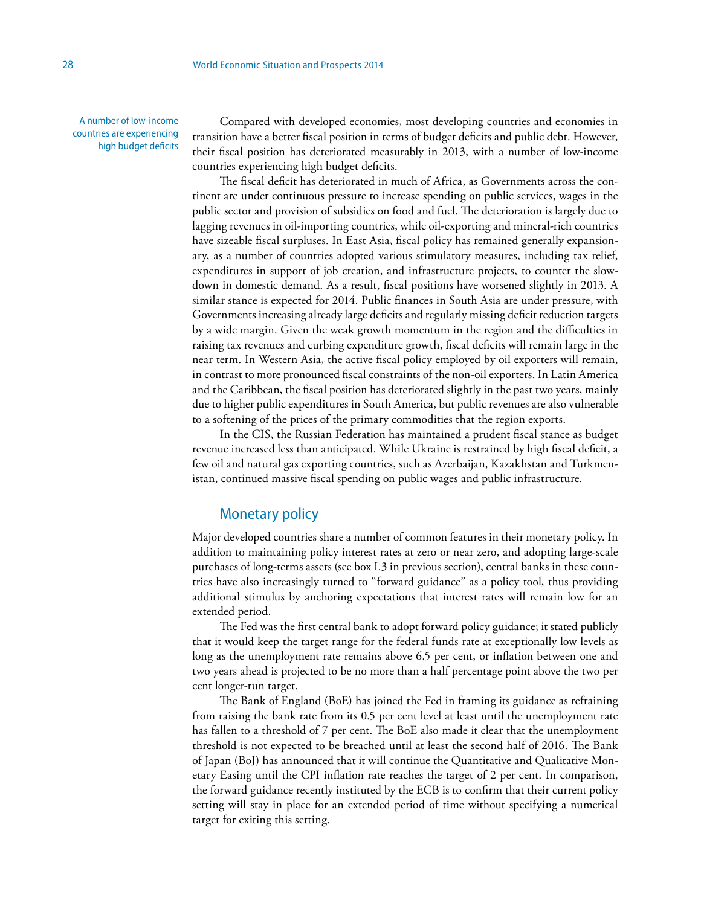A number of low-income countries are experiencing high budget deficits

Compared with developed economies, most developing countries and economies in transition have a better fiscal position in terms of budget deficits and public debt. However, their fiscal position has deteriorated measurably in 2013, with a number of low-income countries experiencing high budget deficits.

The fiscal deficit has deteriorated in much of Africa, as Governments across the continent are under continuous pressure to increase spending on public services, wages in the public sector and provision of subsidies on food and fuel. The deterioration is largely due to lagging revenues in oil-importing countries, while oil-exporting and mineral-rich countries have sizeable fiscal surpluses. In East Asia, fiscal policy has remained generally expansionary, as a number of countries adopted various stimulatory measures, including tax relief, expenditures in support of job creation, and infrastructure projects, to counter the slowdown in domestic demand. As a result, fiscal positions have worsened slightly in 2013. A similar stance is expected for 2014. Public finances in South Asia are under pressure, with Governments increasing already large deficits and regularly missing deficit reduction targets by a wide margin. Given the weak growth momentum in the region and the difficulties in raising tax revenues and curbing expenditure growth, fiscal deficits will remain large in the near term. In Western Asia, the active fiscal policy employed by oil exporters will remain, in contrast to more pronounced fiscal constraints of the non-oil exporters. In Latin America and the Caribbean, the fiscal position has deteriorated slightly in the past two years, mainly due to higher public expenditures in South America, but public revenues are also vulnerable to a softening of the prices of the primary commodities that the region exports.

In the CIS, the Russian Federation has maintained a prudent fiscal stance as budget revenue increased less than anticipated. While Ukraine is restrained by high fiscal deficit, a few oil and natural gas exporting countries, such as Azerbaijan, Kazakhstan and Turkmenistan, continued massive fiscal spending on public wages and public infrastructure.

## Monetary policy

Major developed countries share a number of common features in their monetary policy. In addition to maintaining policy interest rates at zero or near zero, and adopting large-scale purchases of long-terms assets (see box I.3 in previous section), central banks in these countries have also increasingly turned to "forward guidance" as a policy tool, thus providing additional stimulus by anchoring expectations that interest rates will remain low for an extended period.

The Fed was the first central bank to adopt forward policy guidance; it stated publicly that it would keep the target range for the federal funds rate at exceptionally low levels as long as the unemployment rate remains above 6.5 per cent, or inflation between one and two years ahead is projected to be no more than a half percentage point above the two per cent longer-run target.

The Bank of England (BoE) has joined the Fed in framing its guidance as refraining from raising the bank rate from its 0.5 per cent level at least until the unemployment rate has fallen to a threshold of 7 per cent. The BoE also made it clear that the unemployment threshold is not expected to be breached until at least the second half of 2016. The Bank of Japan (BoJ) has announced that it will continue the Quantitative and Qualitative Monetary Easing until the CPI inflation rate reaches the target of 2 per cent. In comparison, the forward guidance recently instituted by the ECB is to confirm that their current policy setting will stay in place for an extended period of time without specifying a numerical target for exiting this setting.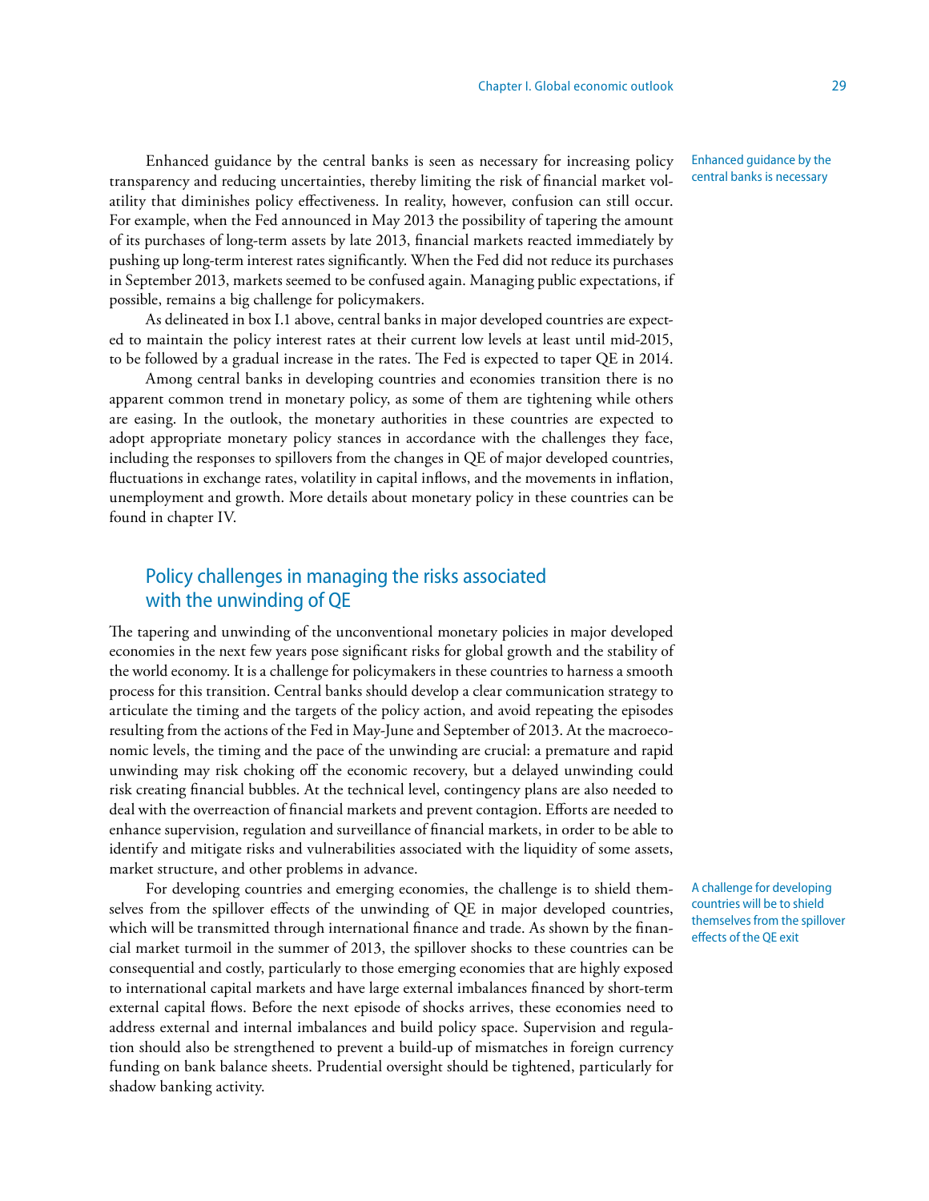Enhanced guidance by the central banks is seen as necessary for increasing policy transparency and reducing uncertainties, thereby limiting the risk of financial market volatility that diminishes policy effectiveness. In reality, however, confusion can still occur. For example, when the Fed announced in May 2013 the possibility of tapering the amount of its purchases of long-term assets by late 2013, financial markets reacted immediately by pushing up long-term interest rates significantly. When the Fed did not reduce its purchases in September 2013, markets seemed to be confused again. Managing public expectations, if possible, remains a big challenge for policymakers.

Enhanced guidance by the central banks is necessary

As delineated in box I.1 above, central banks in major developed countries are expected to maintain the policy interest rates at their current low levels at least until mid-2015, to be followed by a gradual increase in the rates. The Fed is expected to taper QE in 2014.

Among central banks in developing countries and economies transition there is no apparent common trend in monetary policy, as some of them are tightening while others are easing. In the outlook, the monetary authorities in these countries are expected to adopt appropriate monetary policy stances in accordance with the challenges they face, including the responses to spillovers from the changes in QE of major developed countries, fluctuations in exchange rates, volatility in capital inflows, and the movements in inflation, unemployment and growth. More details about monetary policy in these countries can be found in chapter IV.

## Policy challenges in managing the risks associated with the unwinding of QE

The tapering and unwinding of the unconventional monetary policies in major developed economies in the next few years pose significant risks for global growth and the stability of the world economy. It is a challenge for policymakers in these countries to harness a smooth process for this transition. Central banks should develop a clear communication strategy to articulate the timing and the targets of the policy action, and avoid repeating the episodes resulting from the actions of the Fed in May-June and September of 2013. At the macroeconomic levels, the timing and the pace of the unwinding are crucial: a premature and rapid unwinding may risk choking off the economic recovery, but a delayed unwinding could risk creating financial bubbles. At the technical level, contingency plans are also needed to deal with the overreaction of financial markets and prevent contagion. Efforts are needed to enhance supervision, regulation and surveillance of financial markets, in order to be able to identify and mitigate risks and vulnerabilities associated with the liquidity of some assets, market structure, and other problems in advance.

For developing countries and emerging economies, the challenge is to shield themselves from the spillover effects of the unwinding of QE in major developed countries, which will be transmitted through international finance and trade. As shown by the financial market turmoil in the summer of 2013, the spillover shocks to these countries can be consequential and costly, particularly to those emerging economies that are highly exposed to international capital markets and have large external imbalances financed by short-term external capital flows. Before the next episode of shocks arrives, these economies need to address external and internal imbalances and build policy space. Supervision and regulation should also be strengthened to prevent a build-up of mismatches in foreign currency funding on bank balance sheets. Prudential oversight should be tightened, particularly for shadow banking activity.

A challenge for developing countries will be to shield themselves from the spillover effects of the QE exit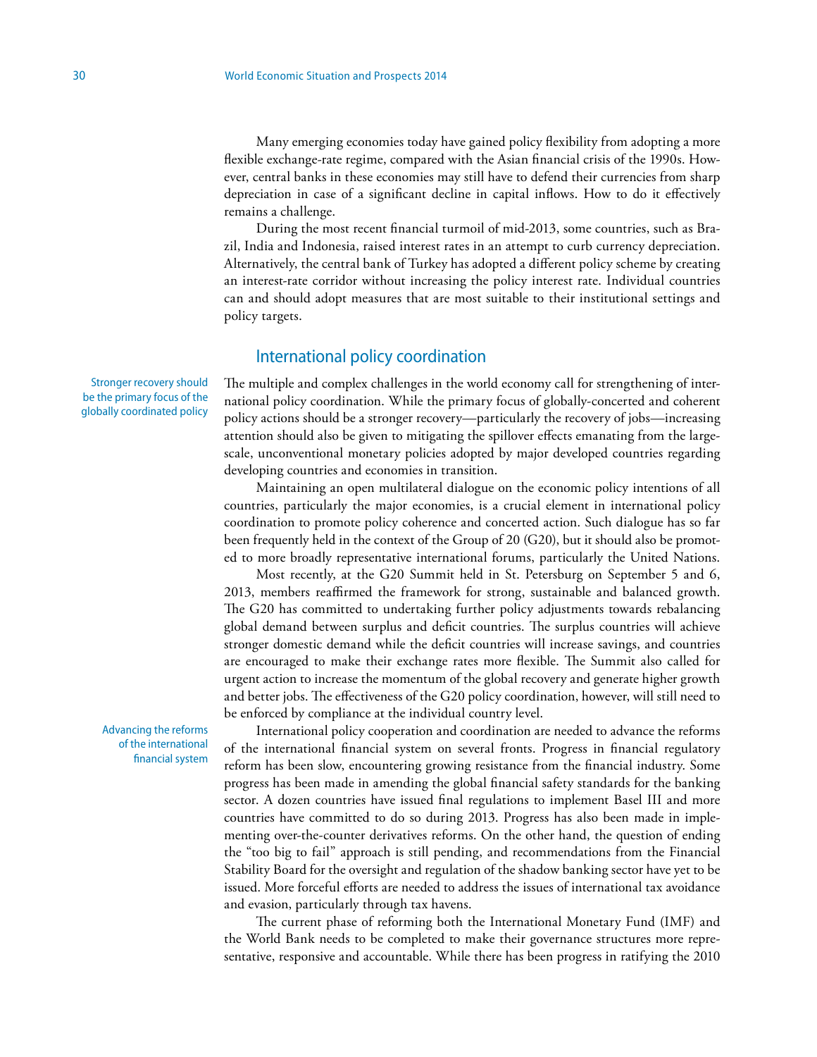Many emerging economies today have gained policy flexibility from adopting a more flexible exchange-rate regime, compared with the Asian financial crisis of the 1990s. However, central banks in these economies may still have to defend their currencies from sharp depreciation in case of a significant decline in capital inflows. How to do it effectively remains a challenge.

During the most recent financial turmoil of mid-2013, some countries, such as Brazil, India and Indonesia, raised interest rates in an attempt to curb currency depreciation. Alternatively, the central bank of Turkey has adopted a different policy scheme by creating an interest-rate corridor without increasing the policy interest rate. Individual countries can and should adopt measures that are most suitable to their institutional settings and policy targets.

## International policy coordination

*Stronger recovery should be the primary focus of the globally coordinated policy*

The multiple and complex challenges in the world economy call for strengthening of international policy coordination. While the primary focus of globally-concerted and coherent policy actions should be a stronger recovery—particularly the recovery of jobs—increasing attention should also be given to mitigating the spillover effects emanating from the large-scale, unconventional monetary policies adopted by major developed countries regarding developing countries and economies in transition.

Maintaining an open multilateral dialogue on the economic policy intentions of all countries, particularly the major economies, is a crucial element in international policy coordination to promote policy coherence and concerted action. Such dialogue has so far been frequently held in the context of the Group of 20 (G20), but it should also be promoted to more broadly representative international forums, particularly the United Nations.

Most recently, at the G20 Summit held in St. Petersburg on September 5 and 6, 2013, members reaffirmed the framework for strong, sustainable and balanced growth. The G20 has committed to undertaking further policy adjustments towards rebalancing global demand between surplus and deficit countries. The surplus countries will achieve stronger domestic demand while the deficit countries will increase savings, and countries are encouraged to make their exchange rates more flexible. The Summit also called for urgent action to increase the momentum of the global recovery and generate higher growth and better jobs. The effectiveness of the G20 policy coordination, however, will still need to be enforced by compliance at the individual country level.

*Advancing the reforms of the international financial system*

International policy cooperation and coordination are needed to advance the reforms of the international financial system on several fronts. Progress in financial regulatory reform has been slow, encountering growing resistance from the financial industry. Some progress has been made in amending the global financial safety standards for the banking sector. A dozen countries have issued final regulations to implement Basel III and more countries have committed to do so during 2013. Progress has also been made in implementing over-the-counter derivatives reforms. On the other hand, the question of ending the "too big to fail" approach is still pending, and recommendations from the Financial Stability Board for the oversight and regulation of the shadow banking sector have yet to be issued. More forceful efforts are needed to address the issues of international tax avoidance and evasion, particularly through tax havens.

The current phase of reforming both the International Monetary Fund (IMF) and the World Bank needs to be completed to make their governance structures more representative, responsive and accountable. While there has been progress in ratifying the 2010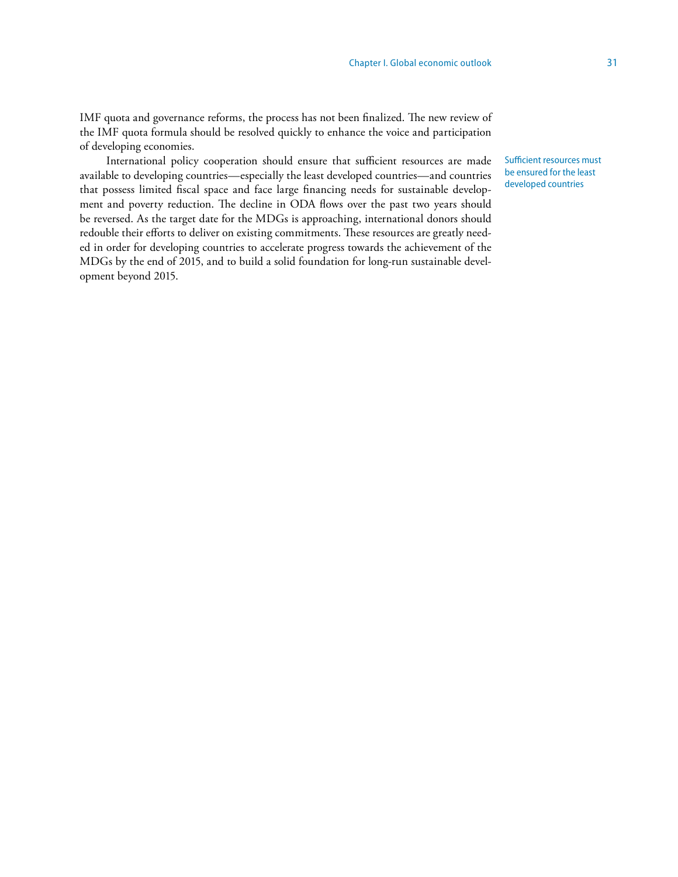IMF quota and governance reforms, the process has not been finalized. The new review of the IMF quota formula should be resolved quickly to enhance the voice and participation of developing economies.

Sufficient resources must be ensured for the least developed countries

International policy cooperation should ensure that sufficient resources are made available to developing countries—especially the least developed countries—and countries that possess limited fiscal space and face large financing needs for sustainable development and poverty reduction. The decline in ODA flows over the past two years should be reversed. As the target date for the MDGs is approaching, international donors should redouble their efforts to deliver on existing commitments. These resources are greatly needed in order for developing countries to accelerate progress towards the achievement of the MDGs by the end of 2015, and to build a solid foundation for long-run sustainable development beyond 2015.